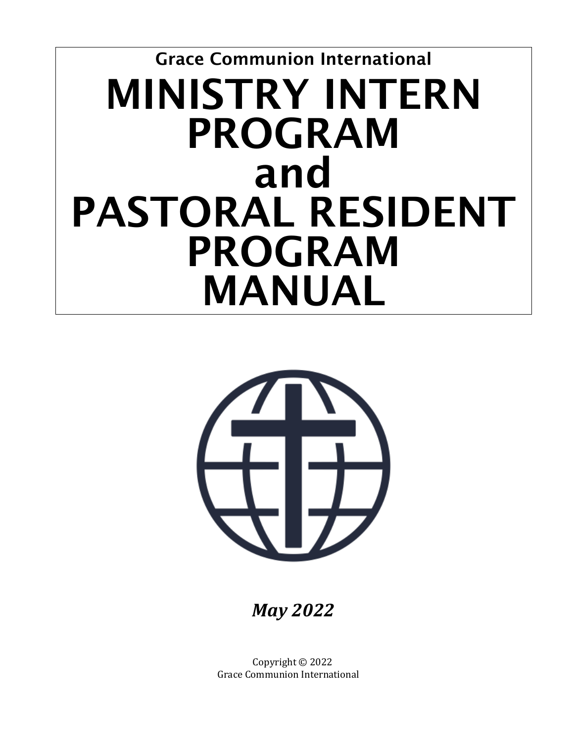Grace Communion International

# MINISTRY INTERN PROGRAM and PASTORAL RESIDENT PROGRAM MANUAL

***May 2022***

Copyright © 2022
Grace Communion International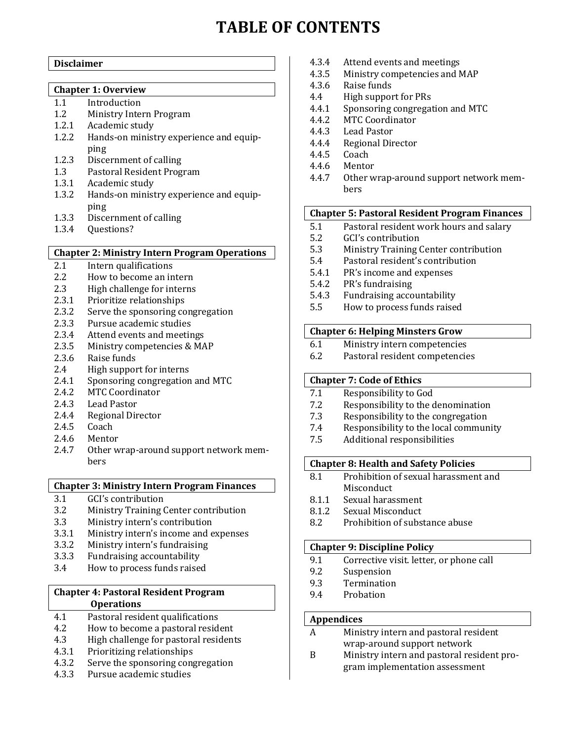# TABLE OF CONTENTS

**Disclaimer**

**Chapter 1: Overview**

- 1.1 Introduction
- 1.2 Ministry Intern Program
- 1.2.1 Academic study
- 1.2.2 Hands-on ministry experience and equipping
- 1.2.3 Discernment of calling
- 1.3 Pastoral Resident Program
- 1.3.1 Academic study
- 1.3.2 Hands-on ministry experience and equipping
- 1.3.3 Discernment of calling
- 1.3.4 Questions?

**Chapter 2: Ministry Intern Program Operations**

- 2.1 Intern qualifications
- 2.2 How to become an intern
- 2.3 High challenge for interns
- 2.3.1 Prioritize relationships
- 2.3.2 Serve the sponsoring congregation
- 2.3.3 Pursue academic studies
- 2.3.4 Attend events and meetings
- 2.3.5 Ministry competencies & MAP
- 2.3.6 Raise funds
- 2.4 High support for interns
- 2.4.1 Sponsoring congregation and MTC
- 2.4.2 MTC Coordinator
- 2.4.3 Lead Pastor
- 2.4.4 Regional Director
- 2.4.5 Coach
- 2.4.6 Mentor
- 2.4.7 Other wrap-around support network members

**Chapter 3: Ministry Intern Program Finances**

- 3.1 GCI's contribution
- 3.2 Ministry Training Center contribution
- 3.3 Ministry intern's contribution
- 3.3.1 Ministry intern's income and expenses
- 3.3.2 Ministry intern's fundraising
- 3.3.3 Fundraising accountability
- 3.4 How to process funds raised

**Chapter 4: Pastoral Resident Program Operations**

- 4.1 Pastoral resident qualifications
- 4.2 How to become a pastoral resident
- 4.3 High challenge for pastoral residents
- 4.3.1 Prioritizing relationships
- 4.3.2 Serve the sponsoring congregation
- 4.3.3 Pursue academic studies
- 4.3.4 Attend events and meetings
- 4.3.5 Ministry competencies and MAP
- 4.3.6 Raise funds
- 4.4 High support for PRs
- 4.4.1 Sponsoring congregation and MTC
- 4.4.2 MTC Coordinator
- 4.4.3 Lead Pastor
- 4.4.4 Regional Director
- 4.4.5 Coach
- 4.4.6 Mentor
- 4.4.7 Other wrap-around support network members

**Chapter 5: Pastoral Resident Program Finances**

- 5.1 Pastoral resident work hours and salary
- 5.2 GCI's contribution
- 5.3 Ministry Training Center contribution
- 5.4 Pastoral resident's contribution
- 5.4.1 PR's income and expenses
- 5.4.2 PR's fundraising
- 5.4.3 Fundraising accountability
- 5.5 How to process funds raised

**Chapter 6: Helping Minsters Grow**

- 6.1 Ministry intern competencies
- 6.2 Pastoral resident competencies

**Chapter 7: Code of Ethics**

- 7.1 Responsibility to God
- 7.2 Responsibility to the denomination
- 7.3 Responsibility to the congregation
- 7.4 Responsibility to the local community
- 7.5 Additional responsibilities

**Chapter 8: Health and Safety Policies**

- 8.1 Prohibition of sexual harassment and Misconduct
- 8.1.1 Sexual harassment
- 8.1.2 Sexual Misconduct
- 8.2 Prohibition of substance abuse

**Chapter 9: Discipline Policy**

- 9.1 Corrective visit. letter, or phone call
- 9.2 Suspension
- 9.3 Termination
- 9.4 Probation

**Appendices**

- A Ministry intern and pastoral resident wrap-around support network
- B Ministry intern and pastoral resident program implementation assessment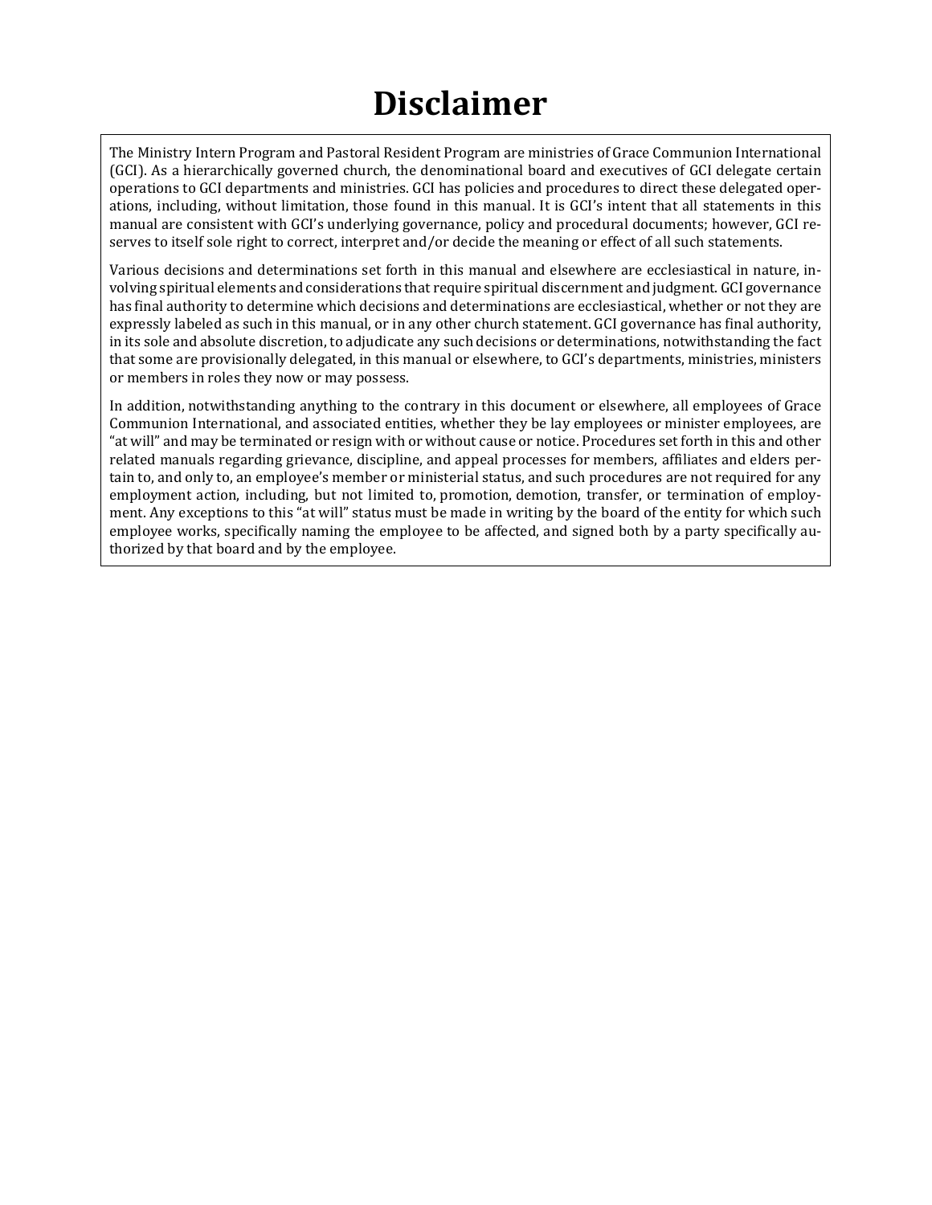# Disclaimer

The Ministry Intern Program and Pastoral Resident Program are ministries of Grace Communion International (GCI). As a hierarchically governed church, the denominational board and executives of GCI delegate certain operations to GCI departments and ministries. GCI has policies and procedures to direct these delegated operations, including, without limitation, those found in this manual. It is GCI's intent that all statements in this manual are consistent with GCI's underlying governance, policy and procedural documents; however, GCI reserves to itself sole right to correct, interpret and/or decide the meaning or effect of all such statements.

Various decisions and determinations set forth in this manual and elsewhere are ecclesiastical in nature, involving spiritual elements and considerations that require spiritual discernment and judgment. GCI governance has final authority to determine which decisions and determinations are ecclesiastical, whether or not they are expressly labeled as such in this manual, or in any other church statement. GCI governance has final authority, in its sole and absolute discretion, to adjudicate any such decisions or determinations, notwithstanding the fact that some are provisionally delegated, in this manual or elsewhere, to GCI's departments, ministries, ministers or members in roles they now or may possess.

In addition, notwithstanding anything to the contrary in this document or elsewhere, all employees of Grace Communion International, and associated entities, whether they be lay employees or minister employees, are "at will" and may be terminated or resign with or without cause or notice. Procedures set forth in this and other related manuals regarding grievance, discipline, and appeal processes for members, affiliates and elders pertain to, and only to, an employee's member or ministerial status, and such procedures are not required for any employment action, including, but not limited to, promotion, demotion, transfer, or termination of employment. Any exceptions to this "at will" status must be made in writing by the board of the entity for which such employee works, specifically naming the employee to be affected, and signed both by a party specifically authorized by that board and by the employee.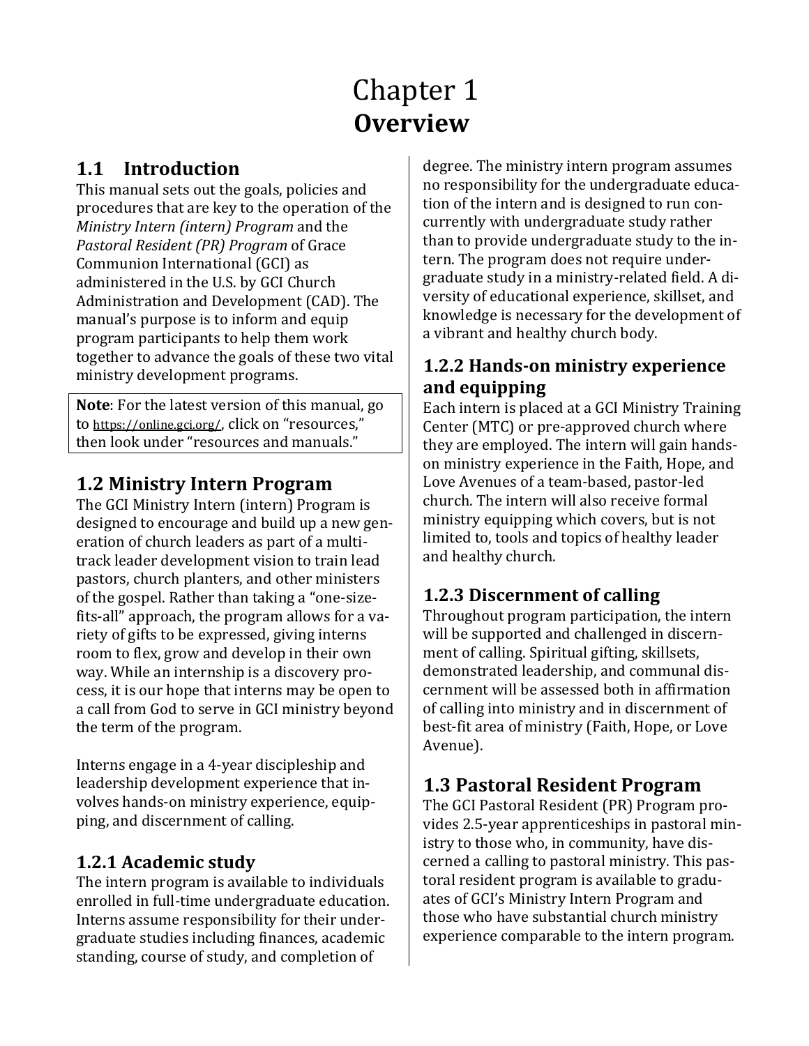# Chapter 1
# **Overview**

## 1.1 Introduction

This manual sets out the goals, policies and procedures that are key to the operation of the *Ministry Intern (intern) Program* and the *Pastoral Resident (PR) Program* of Grace Communion International (GCI) as administered in the U.S. by GCI Church Administration and Development (CAD). The manual's purpose is to inform and equip program participants to help them work together to advance the goals of these two vital ministry development programs.

> **Note**: For the latest version of this manual, go to https://online.gci.org/, click on "resources," then look under "resources and manuals."

## 1.2 Ministry Intern Program

The GCI Ministry Intern (intern) Program is designed to encourage and build up a new generation of church leaders as part of a multi-track leader development vision to train lead pastors, church planters, and other ministers of the gospel. Rather than taking a "one-size-fits-all" approach, the program allows for a variety of gifts to be expressed, giving interns room to flex, grow and develop in their own way. While an internship is a discovery process, it is our hope that interns may be open to a call from God to serve in GCI ministry beyond the term of the program.

Interns engage in a 4-year discipleship and leadership development experience that involves hands-on ministry experience, equipping, and discernment of calling.

### 1.2.1 Academic study

The intern program is available to individuals enrolled in full-time undergraduate education. Interns assume responsibility for their undergraduate studies including finances, academic standing, course of study, and completion of degree. The ministry intern program assumes no responsibility for the undergraduate education of the intern and is designed to run concurrently with undergraduate study rather than to provide undergraduate study to the intern. The program does not require undergraduate study in a ministry-related field. A diversity of educational experience, skillset, and knowledge is necessary for the development of a vibrant and healthy church body.

### 1.2.2 Hands-on ministry experience and equipping

Each intern is placed at a GCI Ministry Training Center (MTC) or pre-approved church where they are employed. The intern will gain hands-on ministry experience in the Faith, Hope, and Love Avenues of a team-based, pastor-led church. The intern will also receive formal ministry equipping which covers, but is not limited to, tools and topics of healthy leader and healthy church.

### 1.2.3 Discernment of calling

Throughout program participation, the intern will be supported and challenged in discernment of calling. Spiritual gifting, skillsets, demonstrated leadership, and communal discernment will be assessed both in affirmation of calling into ministry and in discernment of best-fit area of ministry (Faith, Hope, or Love Avenue).

## 1.3 Pastoral Resident Program

The GCI Pastoral Resident (PR) Program provides 2.5-year apprenticeships in pastoral ministry to those who, in community, have discerned a calling to pastoral ministry. This pastoral resident program is available to graduates of GCI's Ministry Intern Program and those who have substantial church ministry experience comparable to the intern program.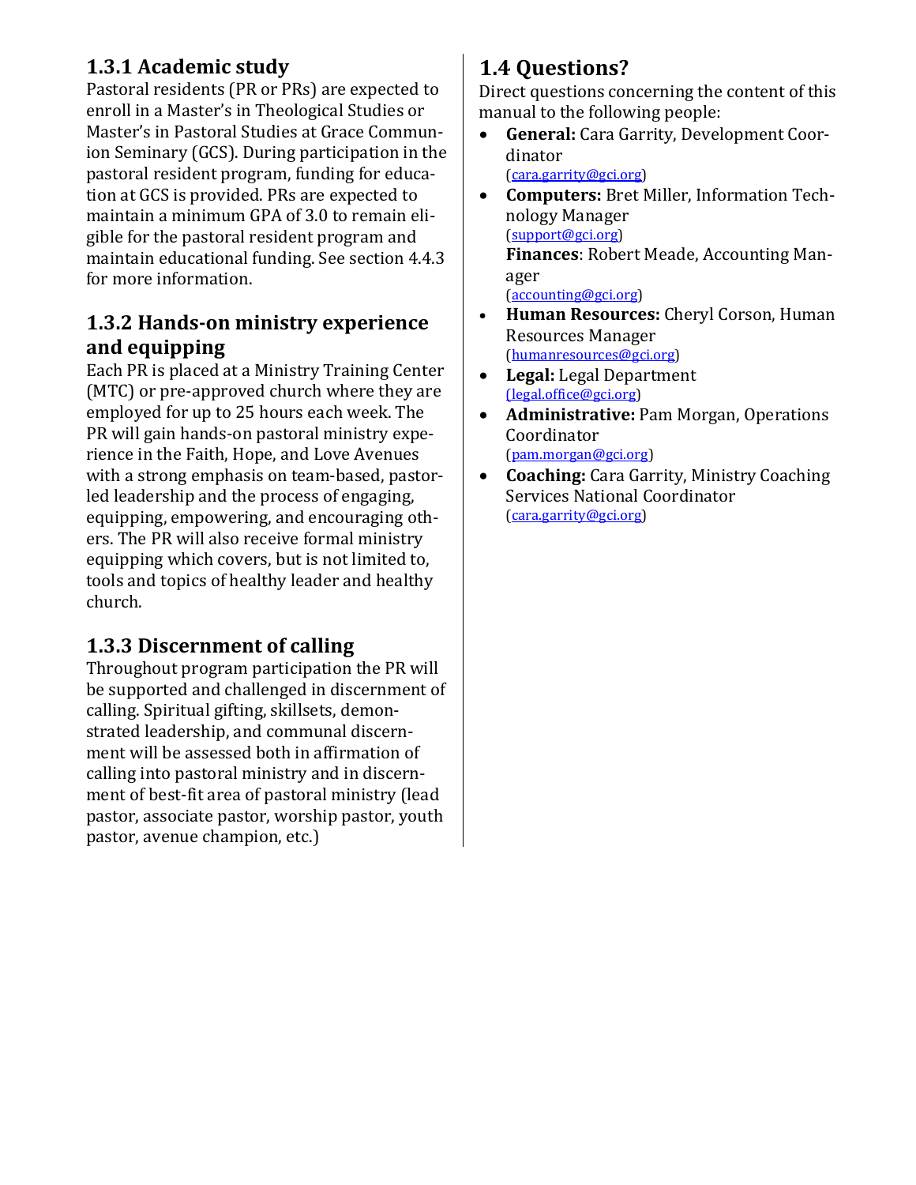### 1.3.1 Academic study

Pastoral residents (PR or PRs) are expected to enroll in a Master's in Theological Studies or Master's in Pastoral Studies at Grace Communion Seminary (GCS). During participation in the pastoral resident program, funding for education at GCS is provided. PRs are expected to maintain a minimum GPA of 3.0 to remain eligible for the pastoral resident program and maintain educational funding. See section 4.4.3 for more information.

### 1.3.2 Hands-on ministry experience and equipping

Each PR is placed at a Ministry Training Center (MTC) or pre-approved church where they are employed for up to 25 hours each week. The PR will gain hands-on pastoral ministry experience in the Faith, Hope, and Love Avenues with a strong emphasis on team-based, pastor-led leadership and the process of engaging, equipping, empowering, and encouraging others. The PR will also receive formal ministry equipping which covers, but is not limited to, tools and topics of healthy leader and healthy church.

### 1.3.3 Discernment of calling

Throughout program participation the PR will be supported and challenged in discernment of calling. Spiritual gifting, skillsets, demonstrated leadership, and communal discernment will be assessed both in affirmation of calling into pastoral ministry and in discernment of best-fit area of pastoral ministry (lead pastor, associate pastor, worship pastor, youth pastor, avenue champion, etc.)

## 1.4 Questions?

Direct questions concerning the content of this manual to the following people:

- **General:** Cara Garrity, Development Coordinator (cara.garrity@gci.org)
- **Computers:** Bret Miller, Information Technology Manager (support@gci.org)
  **Finances**: Robert Meade, Accounting Manager (accounting@gci.org)
- **Human Resources:** Cheryl Corson, Human Resources Manager (humanresources@gci.org)
- **Legal:** Legal Department (legal.office@gci.org)
- **Administrative:** Pam Morgan, Operations Coordinator (pam.morgan@gci.org)
- **Coaching:** Cara Garrity, Ministry Coaching Services National Coordinator (cara.garrity@gci.org)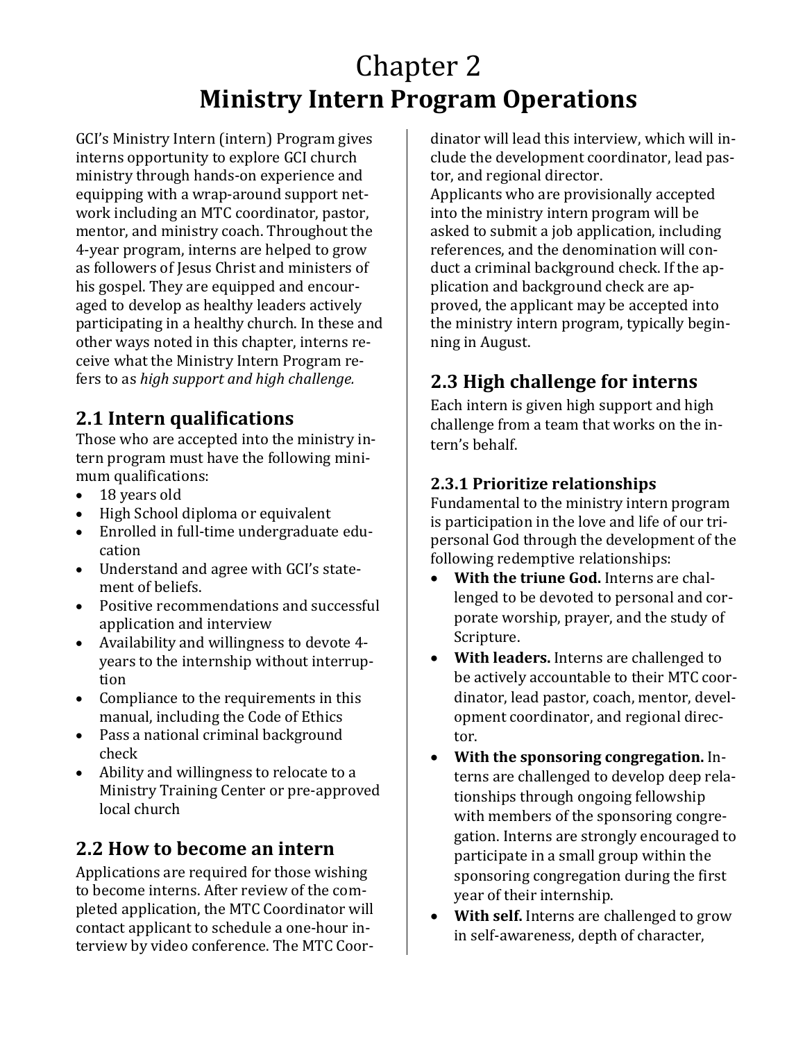# Chapter 2
# Ministry Intern Program Operations

GCI's Ministry Intern (intern) Program gives interns opportunity to explore GCI church ministry through hands-on experience and equipping with a wrap-around support network including an MTC coordinator, pastor, mentor, and ministry coach. Throughout the 4-year program, interns are helped to grow as followers of Jesus Christ and ministers of his gospel. They are equipped and encouraged to develop as healthy leaders actively participating in a healthy church. In these and other ways noted in this chapter, interns receive what the Ministry Intern Program refers to as *high support and high challenge.*

## 2.1 Intern qualifications

Those who are accepted into the ministry intern program must have the following minimum qualifications:

- 18 years old
- High School diploma or equivalent
- Enrolled in full-time undergraduate education
- Understand and agree with GCI's statement of beliefs.
- Positive recommendations and successful application and interview
- Availability and willingness to devote 4-years to the internship without interruption
- Compliance to the requirements in this manual, including the Code of Ethics
- Pass a national criminal background check
- Ability and willingness to relocate to a Ministry Training Center or pre-approved local church

## 2.2 How to become an intern

Applications are required for those wishing to become interns. After review of the completed application, the MTC Coordinator will contact applicant to schedule a one-hour interview by video conference. The MTC Coordinator will lead this interview, which will include the development coordinator, lead pastor, and regional director.

Applicants who are provisionally accepted into the ministry intern program will be asked to submit a job application, including references, and the denomination will conduct a criminal background check. If the application and background check are approved, the applicant may be accepted into the ministry intern program, typically beginning in August.

## 2.3 High challenge for interns

Each intern is given high support and high challenge from a team that works on the intern's behalf.

### 2.3.1 Prioritize relationships

Fundamental to the ministry intern program is participation in the love and life of our tripersonal God through the development of the following redemptive relationships:

- **With the triune God.** Interns are challenged to be devoted to personal and corporate worship, prayer, and the study of Scripture.
- **With leaders.** Interns are challenged to be actively accountable to their MTC coordinator, lead pastor, coach, mentor, development coordinator, and regional director.
- **With the sponsoring congregation.** Interns are challenged to develop deep relationships through ongoing fellowship with members of the sponsoring congregation. Interns are strongly encouraged to participate in a small group within the sponsoring congregation during the first year of their internship.
- **With self.** Interns are challenged to grow in self-awareness, depth of character,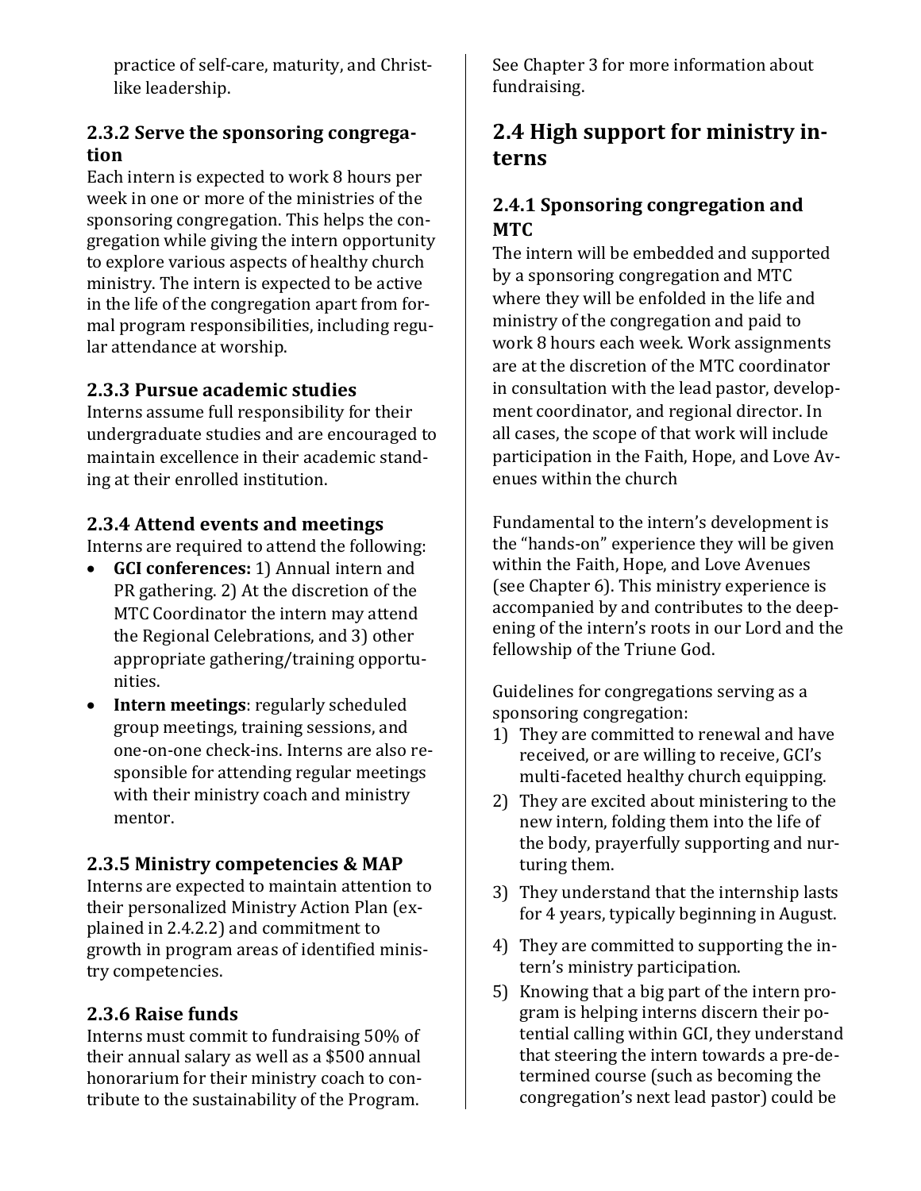practice of self-care, maturity, and Christ-like leadership.

### 2.3.2 Serve the sponsoring congregation

Each intern is expected to work 8 hours per week in one or more of the ministries of the sponsoring congregation. This helps the congregation while giving the intern opportunity to explore various aspects of healthy church ministry. The intern is expected to be active in the life of the congregation apart from formal program responsibilities, including regular attendance at worship.

### 2.3.3 Pursue academic studies

Interns assume full responsibility for their undergraduate studies and are encouraged to maintain excellence in their academic standing at their enrolled institution.

### 2.3.4 Attend events and meetings

Interns are required to attend the following:

- **GCI conferences:** 1) Annual intern and PR gathering. 2) At the discretion of the MTC Coordinator the intern may attend the Regional Celebrations, and 3) other appropriate gathering/training opportunities.
- **Intern meetings**: regularly scheduled group meetings, training sessions, and one-on-one check-ins. Interns are also responsible for attending regular meetings with their ministry coach and ministry mentor.

### 2.3.5 Ministry competencies & MAP

Interns are expected to maintain attention to their personalized Ministry Action Plan (explained in 2.4.2.2) and commitment to growth in program areas of identified ministry competencies.

### 2.3.6 Raise funds

Interns must commit to fundraising 50% of their annual salary as well as a $500 annual honorarium for their ministry coach to contribute to the sustainability of the Program. See Chapter 3 for more information about fundraising.

## 2.4 High support for ministry interns

### 2.4.1 Sponsoring congregation and MTC

The intern will be embedded and supported by a sponsoring congregation and MTC where they will be enfolded in the life and ministry of the congregation and paid to work 8 hours each week. Work assignments are at the discretion of the MTC coordinator in consultation with the lead pastor, development coordinator, and regional director. In all cases, the scope of that work will include participation in the Faith, Hope, and Love Avenues within the church

Fundamental to the intern's development is the "hands-on" experience they will be given within the Faith, Hope, and Love Avenues (see Chapter 6). This ministry experience is accompanied by and contributes to the deepening of the intern's roots in our Lord and the fellowship of the Triune God.

Guidelines for congregations serving as a sponsoring congregation:

1) They are committed to renewal and have received, or are willing to receive, GCI's multi-faceted healthy church equipping.
2) They are excited about ministering to the new intern, folding them into the life of the body, prayerfully supporting and nurturing them.
3) They understand that the internship lasts for 4 years, typically beginning in August.
4) They are committed to supporting the intern's ministry participation.
5) Knowing that a big part of the intern program is helping interns discern their potential calling within GCI, they understand that steering the intern towards a pre-determined course (such as becoming the congregation's next lead pastor) could be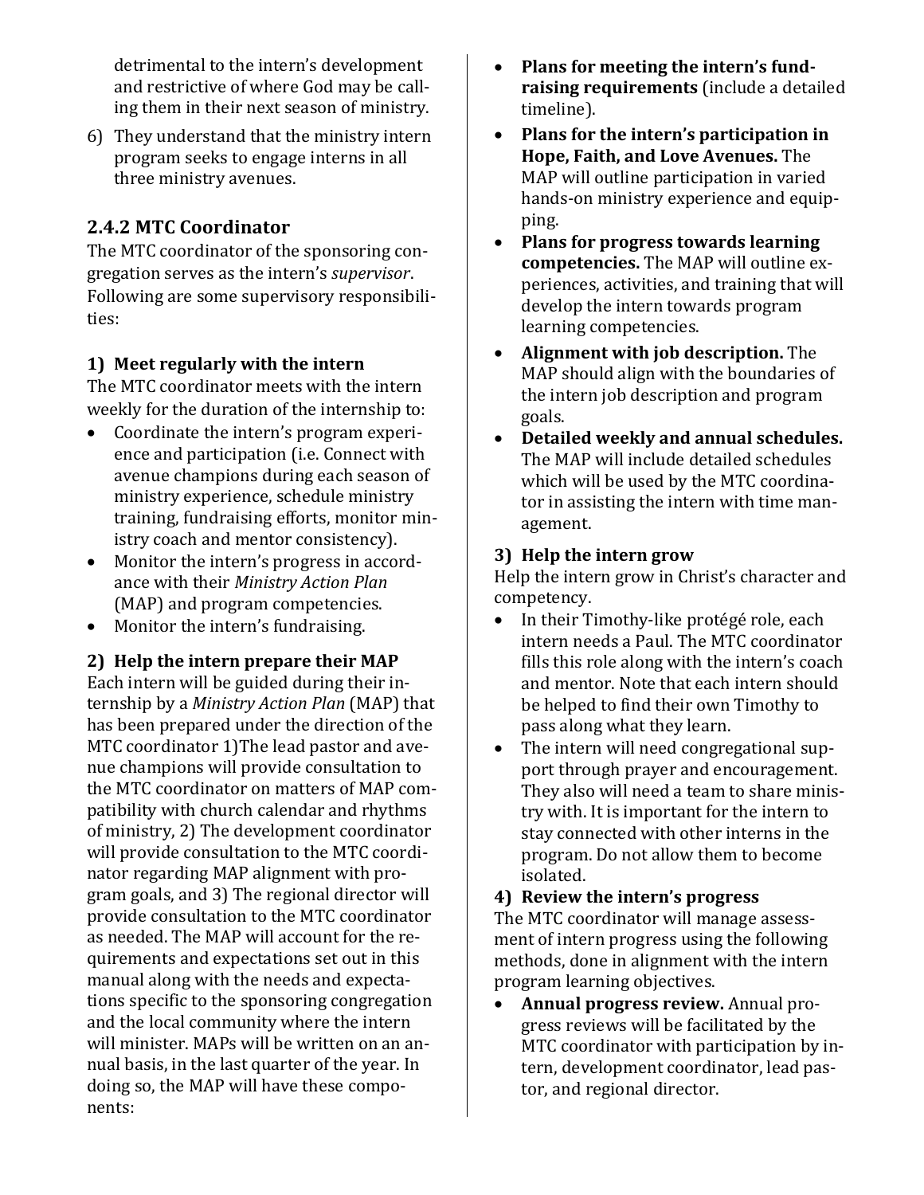detrimental to the intern's development and restrictive of where God may be calling them in their next season of ministry.

6) They understand that the ministry intern program seeks to engage interns in all three ministry avenues.

### 2.4.2 MTC Coordinator

The MTC coordinator of the sponsoring congregation serves as the intern's *supervisor*. Following are some supervisory responsibilities:

#### 1) Meet regularly with the intern

The MTC coordinator meets with the intern weekly for the duration of the internship to:

- Coordinate the intern's program experience and participation (i.e. Connect with avenue champions during each season of ministry experience, schedule ministry training, fundraising efforts, monitor ministry coach and mentor consistency).
- Monitor the intern's progress in accordance with their *Ministry Action Plan* (MAP) and program competencies.
- Monitor the intern's fundraising.

#### 2) Help the intern prepare their MAP

Each intern will be guided during their internship by a *Ministry Action Plan* (MAP) that has been prepared under the direction of the MTC coordinator 1)The lead pastor and avenue champions will provide consultation to the MTC coordinator on matters of MAP compatibility with church calendar and rhythms of ministry, 2) The development coordinator will provide consultation to the MTC coordinator regarding MAP alignment with program goals, and 3) The regional director will provide consultation to the MTC coordinator as needed. The MAP will account for the requirements and expectations set out in this manual along with the needs and expectations specific to the sponsoring congregation and the local community where the intern will minister. MAPs will be written on an annual basis, in the last quarter of the year. In doing so, the MAP will have these components:

- **Plans for meeting the intern's fundraising requirements** (include a detailed timeline).
- **Plans for the intern's participation in Hope, Faith, and Love Avenues.** The MAP will outline participation in varied hands-on ministry experience and equipping.
- **Plans for progress towards learning competencies.** The MAP will outline experiences, activities, and training that will develop the intern towards program learning competencies.
- **Alignment with job description.** The MAP should align with the boundaries of the intern job description and program goals.
- **Detailed weekly and annual schedules.** The MAP will include detailed schedules which will be used by the MTC coordinator in assisting the intern with time management.

#### 3) Help the intern grow

Help the intern grow in Christ's character and competency.

- In their Timothy-like protégé role, each intern needs a Paul. The MTC coordinator fills this role along with the intern's coach and mentor. Note that each intern should be helped to find their own Timothy to pass along what they learn.
- The intern will need congregational support through prayer and encouragement. They also will need a team to share ministry with. It is important for the intern to stay connected with other interns in the program. Do not allow them to become isolated.

#### 4) Review the intern's progress

The MTC coordinator will manage assessment of intern progress using the following methods, done in alignment with the intern program learning objectives.

- **Annual progress review.** Annual progress reviews will be facilitated by the MTC coordinator with participation by intern, development coordinator, lead pastor, and regional director.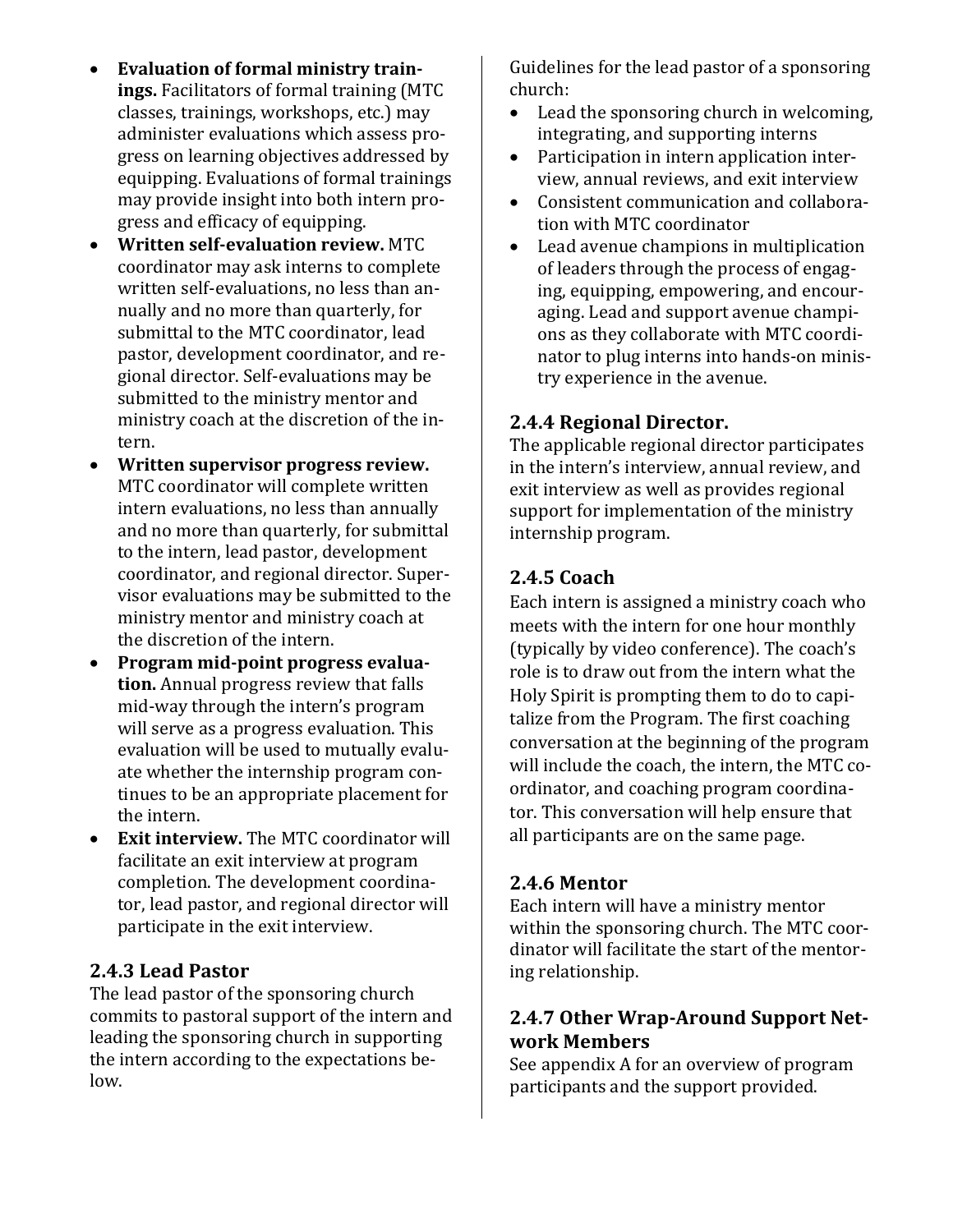- **Evaluation of formal ministry trainings.** Facilitators of formal training (MTC classes, trainings, workshops, etc.) may administer evaluations which assess progress on learning objectives addressed by equipping. Evaluations of formal trainings may provide insight into both intern progress and efficacy of equipping.
- **Written self-evaluation review.** MTC coordinator may ask interns to complete written self-evaluations, no less than annually and no more than quarterly, for submittal to the MTC coordinator, lead pastor, development coordinator, and regional director. Self-evaluations may be submitted to the ministry mentor and ministry coach at the discretion of the intern.
- **Written supervisor progress review.** MTC coordinator will complete written intern evaluations, no less than annually and no more than quarterly, for submittal to the intern, lead pastor, development coordinator, and regional director. Supervisor evaluations may be submitted to the ministry mentor and ministry coach at the discretion of the intern.
- **Program mid-point progress evaluation.** Annual progress review that falls mid-way through the intern's program will serve as a progress evaluation. This evaluation will be used to mutually evaluate whether the internship program continues to be an appropriate placement for the intern.
- **Exit interview.** The MTC coordinator will facilitate an exit interview at program completion. The development coordinator, lead pastor, and regional director will participate in the exit interview.

### 2.4.3 Lead Pastor

The lead pastor of the sponsoring church commits to pastoral support of the intern and leading the sponsoring church in supporting the intern according to the expectations below.

Guidelines for the lead pastor of a sponsoring church:

- Lead the sponsoring church in welcoming, integrating, and supporting interns
- Participation in intern application interview, annual reviews, and exit interview
- Consistent communication and collaboration with MTC coordinator
- Lead avenue champions in multiplication of leaders through the process of engaging, equipping, empowering, and encouraging. Lead and support avenue champions as they collaborate with MTC coordinator to plug interns into hands-on ministry experience in the avenue.

### 2.4.4 Regional Director.

The applicable regional director participates in the intern's interview, annual review, and exit interview as well as provides regional support for implementation of the ministry internship program.

### 2.4.5 Coach

Each intern is assigned a ministry coach who meets with the intern for one hour monthly (typically by video conference). The coach's role is to draw out from the intern what the Holy Spirit is prompting them to do to capitalize from the Program. The first coaching conversation at the beginning of the program will include the coach, the intern, the MTC coordinator, and coaching program coordinator. This conversation will help ensure that all participants are on the same page.

### 2.4.6 Mentor

Each intern will have a ministry mentor within the sponsoring church. The MTC coordinator will facilitate the start of the mentoring relationship.

### 2.4.7 Other Wrap-Around Support Network Members

See appendix A for an overview of program participants and the support provided.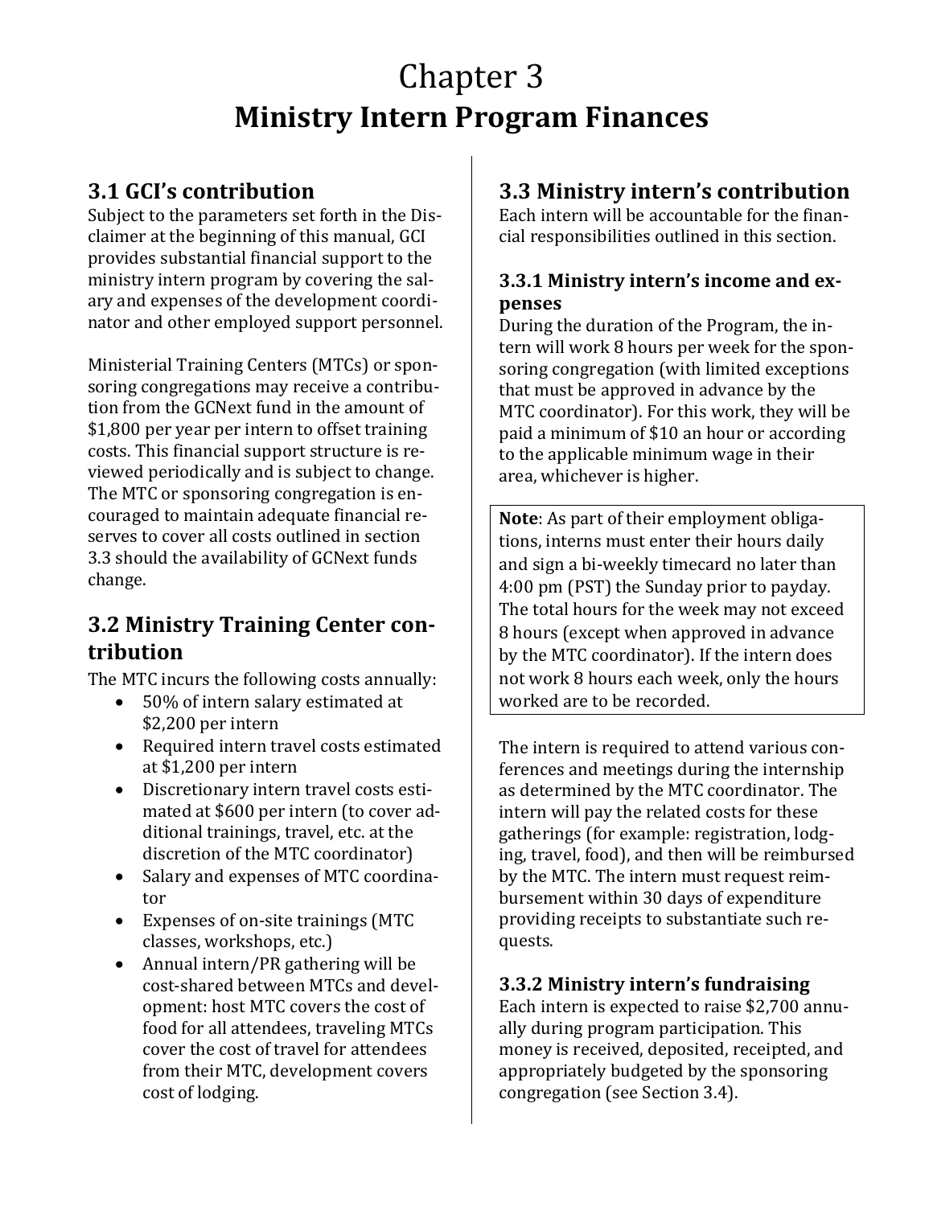# Chapter 3
# Ministry Intern Program Finances

## 3.1 GCI's contribution

Subject to the parameters set forth in the Disclaimer at the beginning of this manual, GCI provides substantial financial support to the ministry intern program by covering the salary and expenses of the development coordinator and other employed support personnel.

Ministerial Training Centers (MTCs) or sponsoring congregations may receive a contribution from the GCNext fund in the amount of $1,800 per year per intern to offset training costs. This financial support structure is reviewed periodically and is subject to change. The MTC or sponsoring congregation is encouraged to maintain adequate financial reserves to cover all costs outlined in section 3.3 should the availability of GCNext funds change.

## 3.2 Ministry Training Center contribution

The MTC incurs the following costs annually:

- 50% of intern salary estimated at $2,200 per intern
- Required intern travel costs estimated at $1,200 per intern
- Discretionary intern travel costs estimated at $600 per intern (to cover additional trainings, travel, etc. at the discretion of the MTC coordinator)
- Salary and expenses of MTC coordinator
- Expenses of on-site trainings (MTC classes, workshops, etc.)
- Annual intern/PR gathering will be cost-shared between MTCs and development: host MTC covers the cost of food for all attendees, traveling MTCs cover the cost of travel for attendees from their MTC, development covers cost of lodging.

## 3.3 Ministry intern's contribution

Each intern will be accountable for the financial responsibilities outlined in this section.

### 3.3.1 Ministry intern's income and expenses

During the duration of the Program, the intern will work 8 hours per week for the sponsoring congregation (with limited exceptions that must be approved in advance by the MTC coordinator). For this work, they will be paid a minimum of $10 an hour or according to the applicable minimum wage in their area, whichever is higher.

> **Note**: As part of their employment obligations, interns must enter their hours daily and sign a bi-weekly timecard no later than 4:00 pm (PST) the Sunday prior to payday. The total hours for the week may not exceed 8 hours (except when approved in advance by the MTC coordinator). If the intern does not work 8 hours each week, only the hours worked are to be recorded.

The intern is required to attend various conferences and meetings during the internship as determined by the MTC coordinator. The intern will pay the related costs for these gatherings (for example: registration, lodging, travel, food), and then will be reimbursed by the MTC. The intern must request reimbursement within 30 days of expenditure providing receipts to substantiate such requests.

### 3.3.2 Ministry intern's fundraising

Each intern is expected to raise $2,700 annually during program participation. This money is received, deposited, receipted, and appropriately budgeted by the sponsoring congregation (see Section 3.4).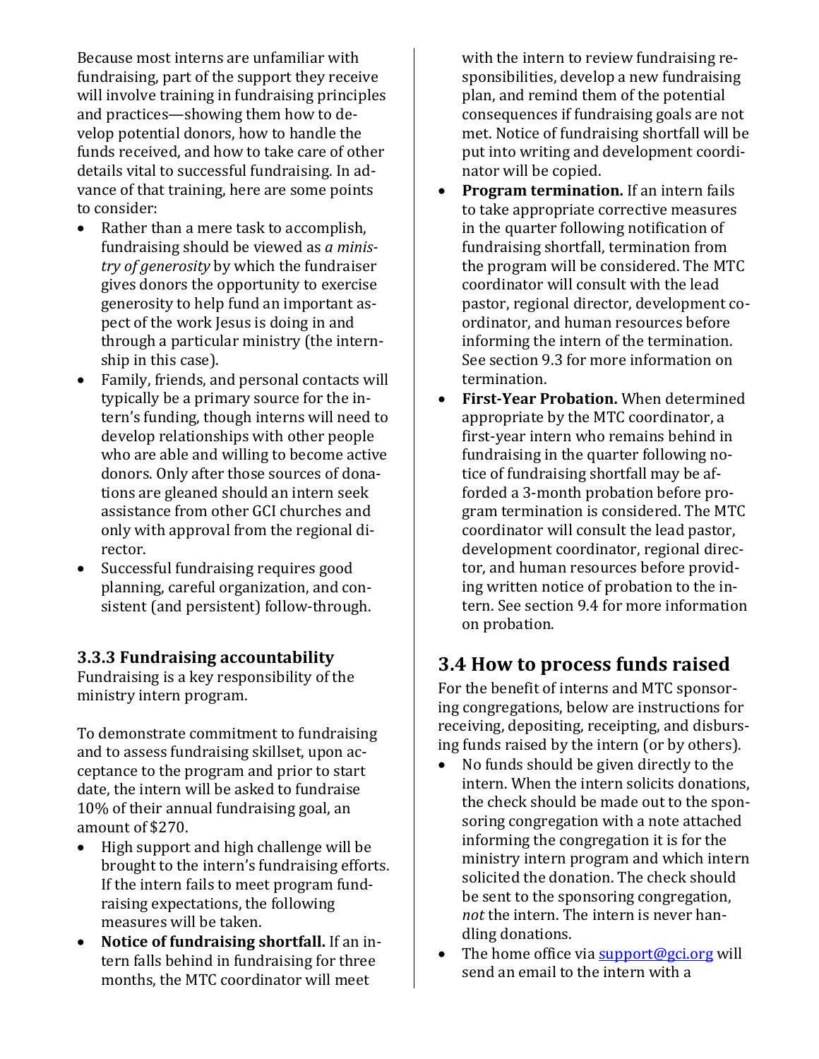Because most interns are unfamiliar with fundraising, part of the support they receive will involve training in fundraising principles and practices—showing them how to develop potential donors, how to handle the funds received, and how to take care of other details vital to successful fundraising. In advance of that training, here are some points to consider:

- Rather than a mere task to accomplish, fundraising should be viewed as *a ministry of generosity* by which the fundraiser gives donors the opportunity to exercise generosity to help fund an important aspect of the work Jesus is doing in and through a particular ministry (the internship in this case).
- Family, friends, and personal contacts will typically be a primary source for the intern's funding, though interns will need to develop relationships with other people who are able and willing to become active donors. Only after those sources of donations are gleaned should an intern seek assistance from other GCI churches and only with approval from the regional director.
- Successful fundraising requires good planning, careful organization, and consistent (and persistent) follow-through.

### 3.3.3 Fundraising accountability

Fundraising is a key responsibility of the ministry intern program.

To demonstrate commitment to fundraising and to assess fundraising skillset, upon acceptance to the program and prior to start date, the intern will be asked to fundraise 10% of their annual fundraising goal, an amount of $270.

- High support and high challenge will be brought to the intern's fundraising efforts. If the intern fails to meet program fundraising expectations, the following measures will be taken.
- **Notice of fundraising shortfall.** If an intern falls behind in fundraising for three months, the MTC coordinator will meet with the intern to review fundraising responsibilities, develop a new fundraising plan, and remind them of the potential consequences if fundraising goals are not met. Notice of fundraising shortfall will be put into writing and development coordinator will be copied.
- **Program termination.** If an intern fails to take appropriate corrective measures in the quarter following notification of fundraising shortfall, termination from the program will be considered. The MTC coordinator will consult with the lead pastor, regional director, development coordinator, and human resources before informing the intern of the termination. See section 9.3 for more information on termination.
- **First-Year Probation.** When determined appropriate by the MTC coordinator, a first-year intern who remains behind in fundraising in the quarter following notice of fundraising shortfall may be afforded a 3-month probation before program termination is considered. The MTC coordinator will consult the lead pastor, development coordinator, regional director, and human resources before providing written notice of probation to the intern. See section 9.4 for more information on probation.

## 3.4 How to process funds raised

For the benefit of interns and MTC sponsoring congregations, below are instructions for receiving, depositing, receipting, and disbursing funds raised by the intern (or by others).

- No funds should be given directly to the intern. When the intern solicits donations, the check should be made out to the sponsoring congregation with a note attached informing the congregation it is for the ministry intern program and which intern solicited the donation. The check should be sent to the sponsoring congregation, *not* the intern. The intern is never handling donations.
- The home office via support@gci.org will send an email to the intern with a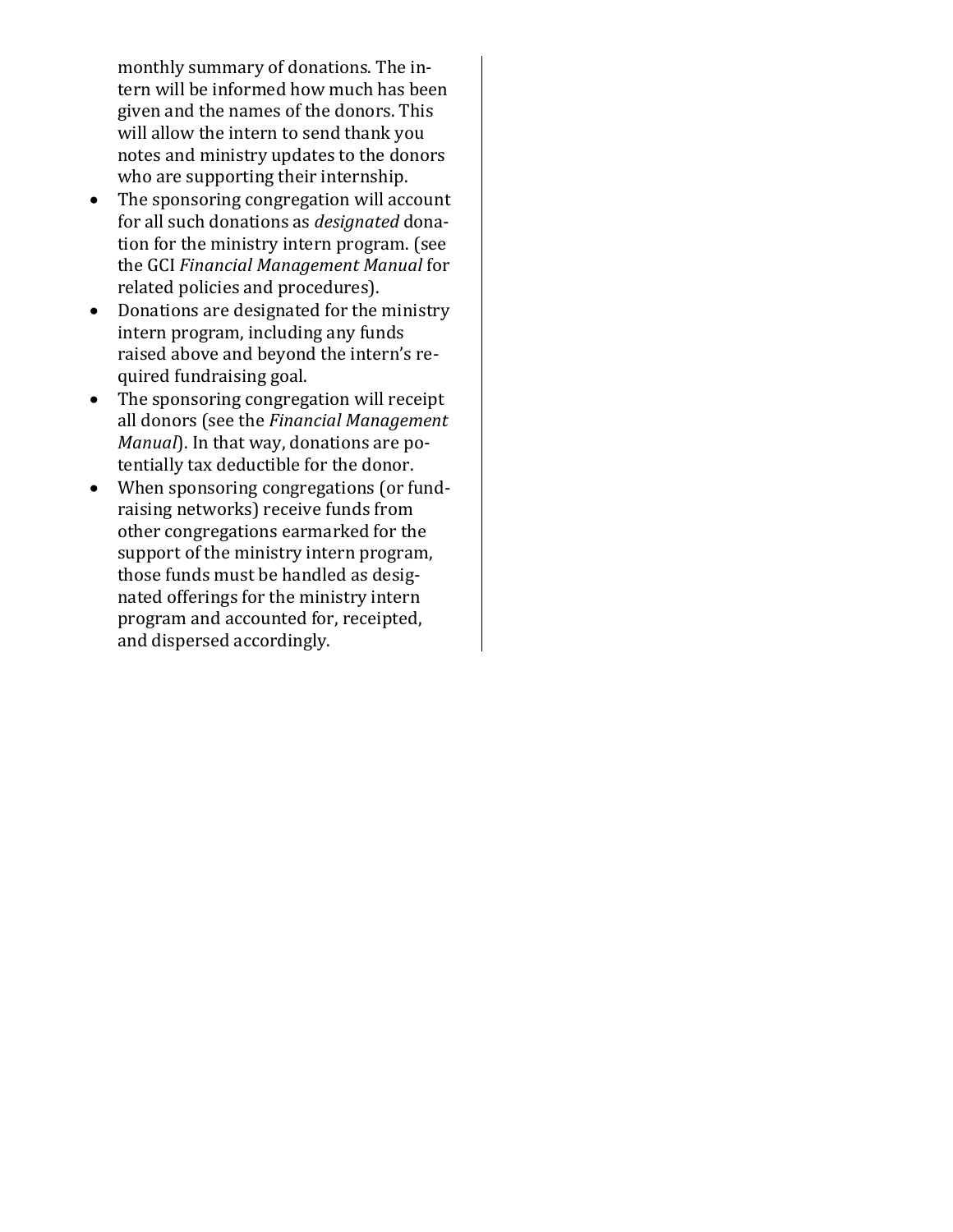monthly summary of donations. The intern will be informed how much has been given and the names of the donors. This will allow the intern to send thank you notes and ministry updates to the donors who are supporting their internship.

- The sponsoring congregation will account for all such donations as *designated* donation for the ministry intern program. (see the GCI *Financial Management Manual* for related policies and procedures).
- Donations are designated for the ministry intern program, including any funds raised above and beyond the intern's required fundraising goal.
- The sponsoring congregation will receipt all donors (see the *Financial Management Manual*). In that way, donations are potentially tax deductible for the donor.
- When sponsoring congregations (or fundraising networks) receive funds from other congregations earmarked for the support of the ministry intern program, those funds must be handled as designated offerings for the ministry intern program and accounted for, receipted, and dispersed accordingly.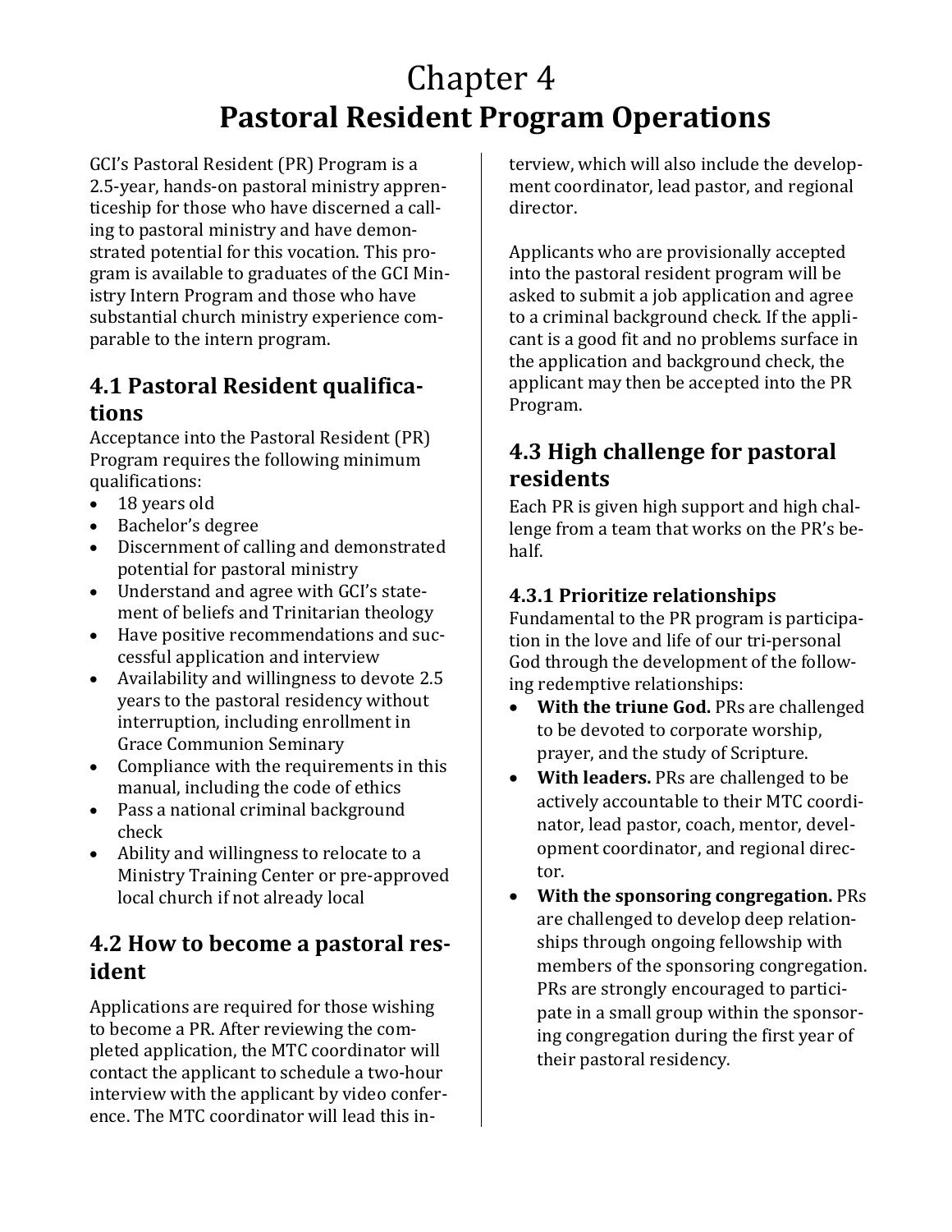# Chapter 4
# Pastoral Resident Program Operations

GCI's Pastoral Resident (PR) Program is a 2.5-year, hands-on pastoral ministry apprenticeship for those who have discerned a calling to pastoral ministry and have demonstrated potential for this vocation. This program is available to graduates of the GCI Ministry Intern Program and those who have substantial church ministry experience comparable to the intern program.

## 4.1 Pastoral Resident qualifications

Acceptance into the Pastoral Resident (PR) Program requires the following minimum qualifications:

- 18 years old
- Bachelor's degree
- Discernment of calling and demonstrated potential for pastoral ministry
- Understand and agree with GCI's statement of beliefs and Trinitarian theology
- Have positive recommendations and successful application and interview
- Availability and willingness to devote 2.5 years to the pastoral residency without interruption, including enrollment in Grace Communion Seminary
- Compliance with the requirements in this manual, including the code of ethics
- Pass a national criminal background check
- Ability and willingness to relocate to a Ministry Training Center or pre-approved local church if not already local

## 4.2 How to become a pastoral resident

Applications are required for those wishing to become a PR. After reviewing the completed application, the MTC coordinator will contact the applicant to schedule a two-hour interview with the applicant by video conference. The MTC coordinator will lead this interview, which will also include the development coordinator, lead pastor, and regional director.

Applicants who are provisionally accepted into the pastoral resident program will be asked to submit a job application and agree to a criminal background check. If the applicant is a good fit and no problems surface in the application and background check, the applicant may then be accepted into the PR Program.

## 4.3 High challenge for pastoral residents

Each PR is given high support and high challenge from a team that works on the PR's behalf.

### 4.3.1 Prioritize relationships

Fundamental to the PR program is participation in the love and life of our tri-personal God through the development of the following redemptive relationships:

- **With the triune God.** PRs are challenged to be devoted to corporate worship, prayer, and the study of Scripture.
- **With leaders.** PRs are challenged to be actively accountable to their MTC coordinator, lead pastor, coach, mentor, development coordinator, and regional director.
- **With the sponsoring congregation.** PRs are challenged to develop deep relationships through ongoing fellowship with members of the sponsoring congregation. PRs are strongly encouraged to participate in a small group within the sponsoring congregation during the first year of their pastoral residency.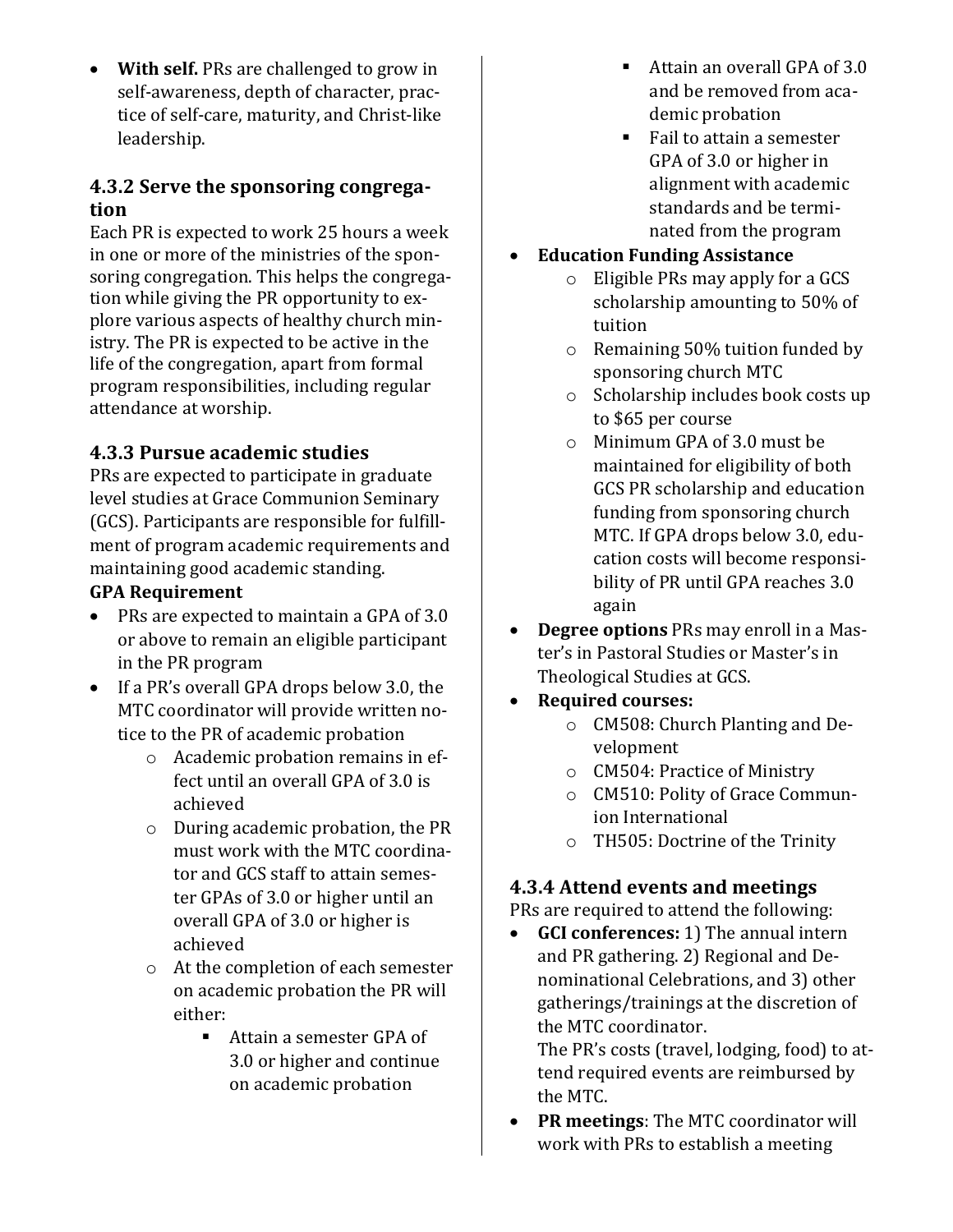- **With self.** PRs are challenged to grow in self-awareness, depth of character, practice of self-care, maturity, and Christ-like leadership.

### 4.3.2 Serve the sponsoring congregation

Each PR is expected to work 25 hours a week in one or more of the ministries of the sponsoring congregation. This helps the congregation while giving the PR opportunity to explore various aspects of healthy church ministry. The PR is expected to be active in the life of the congregation, apart from formal program responsibilities, including regular attendance at worship.

### 4.3.3 Pursue academic studies

PRs are expected to participate in graduate level studies at Grace Communion Seminary (GCS). Participants are responsible for fulfillment of program academic requirements and maintaining good academic standing.

**GPA Requirement**

- PRs are expected to maintain a GPA of 3.0 or above to remain an eligible participant in the PR program
- If a PR's overall GPA drops below 3.0, the MTC coordinator will provide written notice to the PR of academic probation
  - Academic probation remains in effect until an overall GPA of 3.0 is achieved
  - During academic probation, the PR must work with the MTC coordinator and GCS staff to attain semester GPAs of 3.0 or higher until an overall GPA of 3.0 or higher is achieved
  - At the completion of each semester on academic probation the PR will either:
    - Attain a semester GPA of 3.0 or higher and continue on academic probation
    - Attain an overall GPA of 3.0 and be removed from academic probation
    - Fail to attain a semester GPA of 3.0 or higher in alignment with academic standards and be terminated from the program
- **Education Funding Assistance**
  - Eligible PRs may apply for a GCS scholarship amounting to 50% of tuition
  - Remaining 50% tuition funded by sponsoring church MTC
  - Scholarship includes book costs up to $65 per course
  - Minimum GPA of 3.0 must be maintained for eligibility of both GCS PR scholarship and education funding from sponsoring church MTC. If GPA drops below 3.0, education costs will become responsibility of PR until GPA reaches 3.0 again
- **Degree options** PRs may enroll in a Master's in Pastoral Studies or Master's in Theological Studies at GCS.
- **Required courses:**
  - CM508: Church Planting and Development
  - CM504: Practice of Ministry
  - CM510: Polity of Grace Communion International
  - TH505: Doctrine of the Trinity

### 4.3.4 Attend events and meetings

PRs are required to attend the following:

- **GCI conferences:** 1) The annual intern and PR gathering. 2) Regional and Denominational Celebrations, and 3) other gatherings/trainings at the discretion of the MTC coordinator.
  The PR's costs (travel, lodging, food) to attend required events are reimbursed by the MTC.
- **PR meetings**: The MTC coordinator will work with PRs to establish a meeting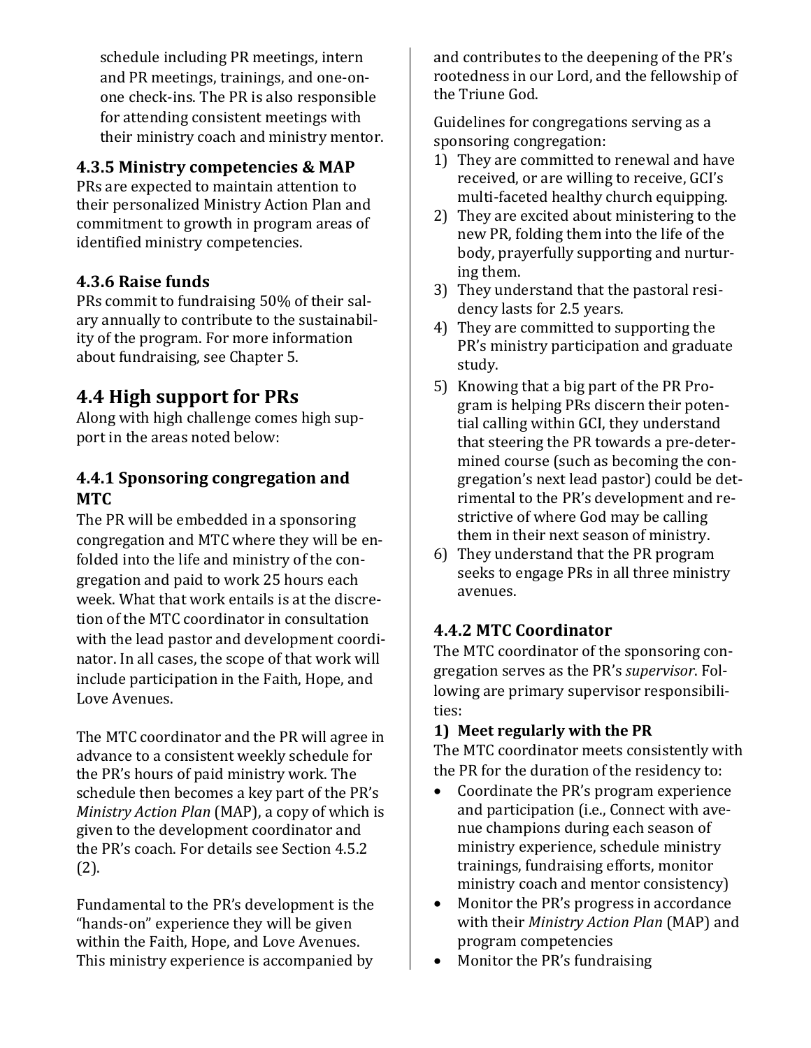schedule including PR meetings, intern and PR meetings, trainings, and one-on-one check-ins. The PR is also responsible for attending consistent meetings with their ministry coach and ministry mentor.

### 4.3.5 Ministry competencies & MAP

PRs are expected to maintain attention to their personalized Ministry Action Plan and commitment to growth in program areas of identified ministry competencies.

### 4.3.6 Raise funds

PRs commit to fundraising 50% of their salary annually to contribute to the sustainability of the program. For more information about fundraising, see Chapter 5.

## 4.4 High support for PRs

Along with high challenge comes high support in the areas noted below:

### 4.4.1 Sponsoring congregation and MTC

The PR will be embedded in a sponsoring congregation and MTC where they will be enfolded into the life and ministry of the congregation and paid to work 25 hours each week. What that work entails is at the discretion of the MTC coordinator in consultation with the lead pastor and development coordinator. In all cases, the scope of that work will include participation in the Faith, Hope, and Love Avenues.

The MTC coordinator and the PR will agree in advance to a consistent weekly schedule for the PR's hours of paid ministry work. The schedule then becomes a key part of the PR's *Ministry Action Plan* (MAP), a copy of which is given to the development coordinator and the PR's coach. For details see Section 4.5.2 (2).

Fundamental to the PR's development is the "hands-on" experience they will be given within the Faith, Hope, and Love Avenues. This ministry experience is accompanied by and contributes to the deepening of the PR's rootedness in our Lord, and the fellowship of the Triune God.

Guidelines for congregations serving as a sponsoring congregation:

1) They are committed to renewal and have received, or are willing to receive, GCI's multi-faceted healthy church equipping.
2) They are excited about ministering to the new PR, folding them into the life of the body, prayerfully supporting and nurturing them.
3) They understand that the pastoral residency lasts for 2.5 years.
4) They are committed to supporting the PR's ministry participation and graduate study.
5) Knowing that a big part of the PR Program is helping PRs discern their potential calling within GCI, they understand that steering the PR towards a pre-determined course (such as becoming the congregation's next lead pastor) could be detrimental to the PR's development and restrictive of where God may be calling them in their next season of ministry.
6) They understand that the PR program seeks to engage PRs in all three ministry avenues.

### 4.4.2 MTC Coordinator

The MTC coordinator of the sponsoring congregation serves as the PR's *supervisor*. Following are primary supervisor responsibilities:

**1) Meet regularly with the PR**

The MTC coordinator meets consistently with the PR for the duration of the residency to:

- Coordinate the PR's program experience and participation (i.e., Connect with avenue champions during each season of ministry experience, schedule ministry trainings, fundraising efforts, monitor ministry coach and mentor consistency)
- Monitor the PR's progress in accordance with their *Ministry Action Plan* (MAP) and program competencies
- Monitor the PR's fundraising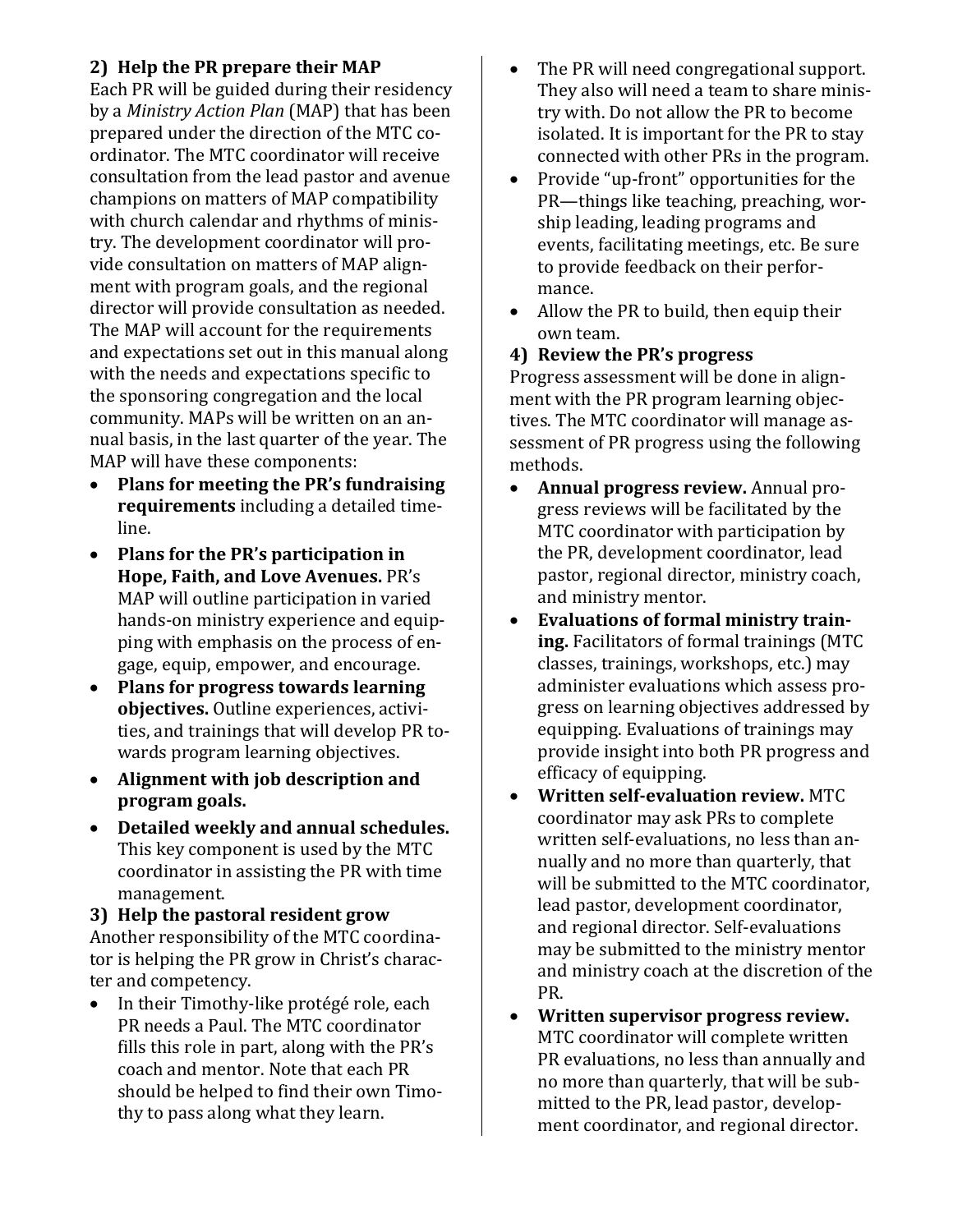**2) Help the PR prepare their MAP**

Each PR will be guided during their residency by a *Ministry Action Plan* (MAP) that has been prepared under the direction of the MTC coordinator. The MTC coordinator will receive consultation from the lead pastor and avenue champions on matters of MAP compatibility with church calendar and rhythms of ministry. The development coordinator will provide consultation on matters of MAP alignment with program goals, and the regional director will provide consultation as needed. The MAP will account for the requirements and expectations set out in this manual along with the needs and expectations specific to the sponsoring congregation and the local community. MAPs will be written on an annual basis, in the last quarter of the year. The MAP will have these components:

- **Plans for meeting the PR's fundraising requirements** including a detailed timeline.
- **Plans for the PR's participation in Hope, Faith, and Love Avenues.** PR's MAP will outline participation in varied hands-on ministry experience and equipping with emphasis on the process of engage, equip, empower, and encourage.
- **Plans for progress towards learning objectives.** Outline experiences, activities, and trainings that will develop PR towards program learning objectives.
- **Alignment with job description and program goals.**
- **Detailed weekly and annual schedules.** This key component is used by the MTC coordinator in assisting the PR with time management.

**3) Help the pastoral resident grow**

Another responsibility of the MTC coordinator is helping the PR grow in Christ's character and competency.

- In their Timothy-like protégé role, each PR needs a Paul. The MTC coordinator fills this role in part, along with the PR's coach and mentor. Note that each PR should be helped to find their own Timothy to pass along what they learn.
- The PR will need congregational support. They also will need a team to share ministry with. Do not allow the PR to become isolated. It is important for the PR to stay connected with other PRs in the program.
- Provide "up-front" opportunities for the PR—things like teaching, preaching, worship leading, leading programs and events, facilitating meetings, etc. Be sure to provide feedback on their performance.
- Allow the PR to build, then equip their own team.

**4) Review the PR's progress**

Progress assessment will be done in alignment with the PR program learning objectives. The MTC coordinator will manage assessment of PR progress using the following methods.

- **Annual progress review.** Annual progress reviews will be facilitated by the MTC coordinator with participation by the PR, development coordinator, lead pastor, regional director, ministry coach, and ministry mentor.
- **Evaluations of formal ministry training.** Facilitators of formal trainings (MTC classes, trainings, workshops, etc.) may administer evaluations which assess progress on learning objectives addressed by equipping. Evaluations of trainings may provide insight into both PR progress and efficacy of equipping.
- **Written self-evaluation review.** MTC coordinator may ask PRs to complete written self-evaluations, no less than annually and no more than quarterly, that will be submitted to the MTC coordinator, lead pastor, development coordinator, and regional director. Self-evaluations may be submitted to the ministry mentor and ministry coach at the discretion of the PR.
- **Written supervisor progress review.** MTC coordinator will complete written PR evaluations, no less than annually and no more than quarterly, that will be submitted to the PR, lead pastor, development coordinator, and regional director.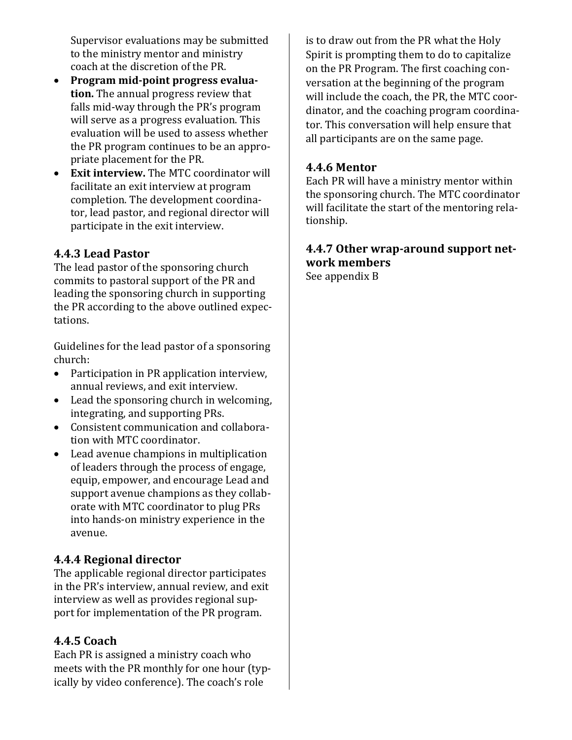Supervisor evaluations may be submitted to the ministry mentor and ministry coach at the discretion of the PR.

- **Program mid-point progress evaluation.** The annual progress review that falls mid-way through the PR's program will serve as a progress evaluation. This evaluation will be used to assess whether the PR program continues to be an appropriate placement for the PR.
- **Exit interview.** The MTC coordinator will facilitate an exit interview at program completion. The development coordinator, lead pastor, and regional director will participate in the exit interview.

### 4.4.3 Lead Pastor

The lead pastor of the sponsoring church commits to pastoral support of the PR and leading the sponsoring church in supporting the PR according to the above outlined expectations.

Guidelines for the lead pastor of a sponsoring church:

- Participation in PR application interview, annual reviews, and exit interview.
- Lead the sponsoring church in welcoming, integrating, and supporting PRs.
- Consistent communication and collaboration with MTC coordinator.
- Lead avenue champions in multiplication of leaders through the process of engage, equip, empower, and encourage Lead and support avenue champions as they collaborate with MTC coordinator to plug PRs into hands-on ministry experience in the avenue.

### 4.4.4 Regional director

The applicable regional director participates in the PR's interview, annual review, and exit interview as well as provides regional support for implementation of the PR program.

### 4.4.5 Coach

Each PR is assigned a ministry coach who meets with the PR monthly for one hour (typically by video conference). The coach's role is to draw out from the PR what the Holy Spirit is prompting them to do to capitalize on the PR Program. The first coaching conversation at the beginning of the program will include the coach, the PR, the MTC coordinator, and the coaching program coordinator. This conversation will help ensure that all participants are on the same page.

### 4.4.6 Mentor

Each PR will have a ministry mentor within the sponsoring church. The MTC coordinator will facilitate the start of the mentoring relationship.

### 4.4.7 Other wrap-around support network members

See appendix B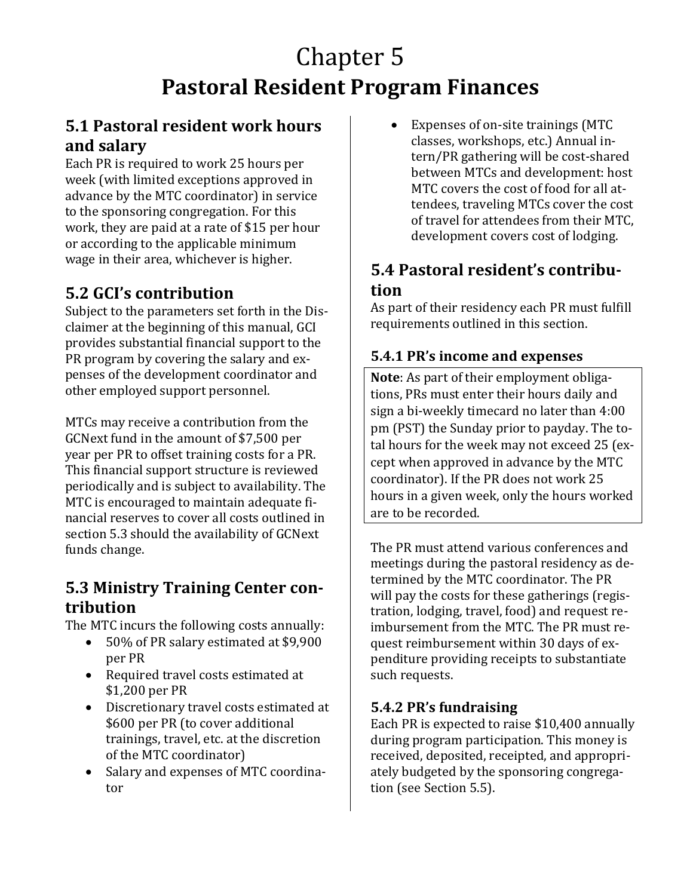# Chapter 5
# Pastoral Resident Program Finances

## 5.1 Pastoral resident work hours and salary

Each PR is required to work 25 hours per week (with limited exceptions approved in advance by the MTC coordinator) in service to the sponsoring congregation. For this work, they are paid at a rate of $15 per hour or according to the applicable minimum wage in their area, whichever is higher.

## 5.2 GCI's contribution

Subject to the parameters set forth in the Disclaimer at the beginning of this manual, GCI provides substantial financial support to the PR program by covering the salary and expenses of the development coordinator and other employed support personnel.

MTCs may receive a contribution from the GCNext fund in the amount of $7,500 per year per PR to offset training costs for a PR. This financial support structure is reviewed periodically and is subject to availability. The MTC is encouraged to maintain adequate financial reserves to cover all costs outlined in section 5.3 should the availability of GCNext funds change.

## 5.3 Ministry Training Center contribution

The MTC incurs the following costs annually:

- 50% of PR salary estimated at $9,900 per PR
- Required travel costs estimated at $1,200 per PR
- Discretionary travel costs estimated at $600 per PR (to cover additional trainings, travel, etc. at the discretion of the MTC coordinator)
- Salary and expenses of MTC coordinator
- Expenses of on-site trainings (MTC classes, workshops, etc.) Annual intern/PR gathering will be cost-shared between MTCs and development: host MTC covers the cost of food for all attendees, traveling MTCs cover the cost of travel for attendees from their MTC, development covers cost of lodging.

## 5.4 Pastoral resident's contribution

As part of their residency each PR must fulfill requirements outlined in this section.

### 5.4.1 PR's income and expenses

**Note**: As part of their employment obligations, PRs must enter their hours daily and sign a bi-weekly timecard no later than 4:00 pm (PST) the Sunday prior to payday. The total hours for the week may not exceed 25 (except when approved in advance by the MTC coordinator). If the PR does not work 25 hours in a given week, only the hours worked are to be recorded.

The PR must attend various conferences and meetings during the pastoral residency as determined by the MTC coordinator. The PR will pay the costs for these gatherings (registration, lodging, travel, food) and request reimbursement from the MTC. The PR must request reimbursement within 30 days of expenditure providing receipts to substantiate such requests.

### 5.4.2 PR's fundraising

Each PR is expected to raise $10,400 annually during program participation. This money is received, deposited, receipted, and appropriately budgeted by the sponsoring congregation (see Section 5.5).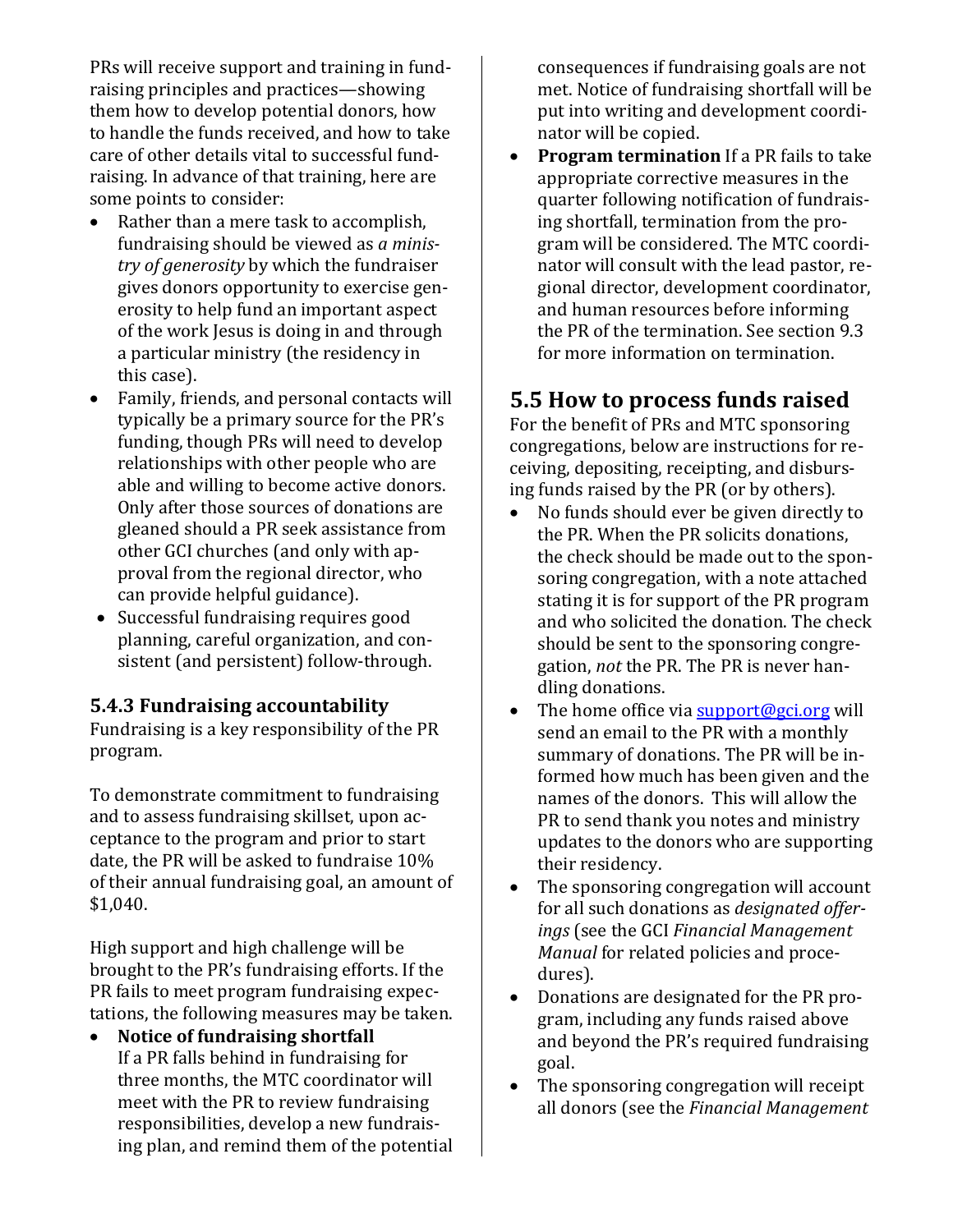PRs will receive support and training in fundraising principles and practices—showing them how to develop potential donors, how to handle the funds received, and how to take care of other details vital to successful fundraising. In advance of that training, here are some points to consider:

- Rather than a mere task to accomplish, fundraising should be viewed as *a ministry of generosity* by which the fundraiser gives donors opportunity to exercise generosity to help fund an important aspect of the work Jesus is doing in and through a particular ministry (the residency in this case).
- Family, friends, and personal contacts will typically be a primary source for the PR's funding, though PRs will need to develop relationships with other people who are able and willing to become active donors. Only after those sources of donations are gleaned should a PR seek assistance from other GCI churches (and only with approval from the regional director, who can provide helpful guidance).
- Successful fundraising requires good planning, careful organization, and consistent (and persistent) follow-through.

### 5.4.3 Fundraising accountability

Fundraising is a key responsibility of the PR program.

To demonstrate commitment to fundraising and to assess fundraising skillset, upon acceptance to the program and prior to start date, the PR will be asked to fundraise 10% of their annual fundraising goal, an amount of $1,040.

High support and high challenge will be brought to the PR's fundraising efforts. If the PR fails to meet program fundraising expectations, the following measures may be taken.

- **Notice of fundraising shortfall**
  If a PR falls behind in fundraising for three months, the MTC coordinator will meet with the PR to review fundraising responsibilities, develop a new fundraising plan, and remind them of the potential consequences if fundraising goals are not met. Notice of fundraising shortfall will be put into writing and development coordinator will be copied.
- **Program termination** If a PR fails to take appropriate corrective measures in the quarter following notification of fundraising shortfall, termination from the program will be considered. The MTC coordinator will consult with the lead pastor, regional director, development coordinator, and human resources before informing the PR of the termination. See section 9.3 for more information on termination.

## 5.5 How to process funds raised

For the benefit of PRs and MTC sponsoring congregations, below are instructions for receiving, depositing, receipting, and disbursing funds raised by the PR (or by others).

- No funds should ever be given directly to the PR. When the PR solicits donations, the check should be made out to the sponsoring congregation, with a note attached stating it is for support of the PR program and who solicited the donation. The check should be sent to the sponsoring congregation, *not* the PR. The PR is never handling donations.
- The home office via support@gci.org will send an email to the PR with a monthly summary of donations. The PR will be informed how much has been given and the names of the donors. This will allow the PR to send thank you notes and ministry updates to the donors who are supporting their residency.
- The sponsoring congregation will account for all such donations as *designated offerings* (see the GCI *Financial Management Manual* for related policies and procedures).
- Donations are designated for the PR program, including any funds raised above and beyond the PR's required fundraising goal.
- The sponsoring congregation will receipt all donors (see the *Financial Management*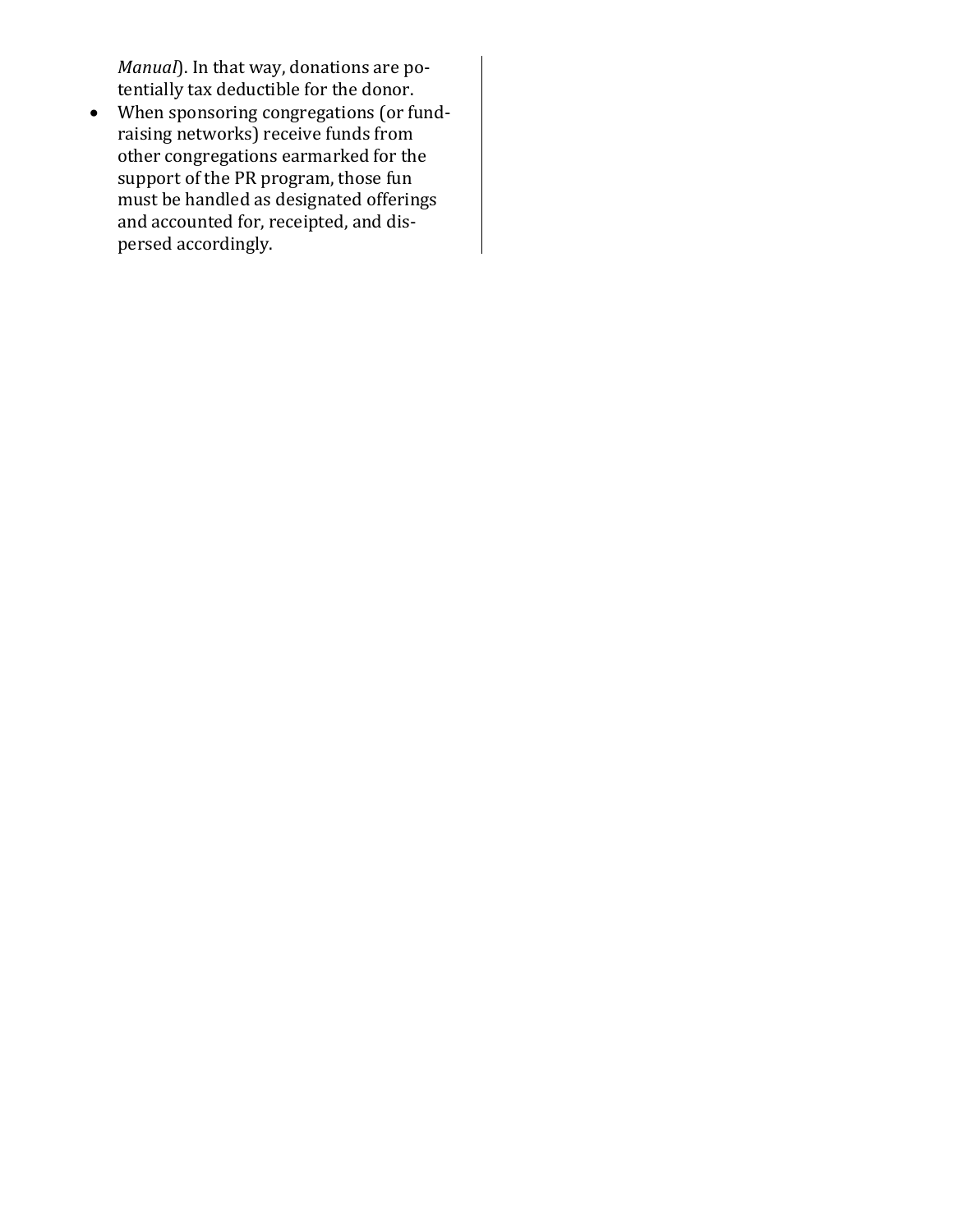Manual*). In that way, donations are potentially tax deductible for the donor.

- When sponsoring congregations (or fundraising networks) receive funds from other congregations earmarked for the support of the PR program, those fun must be handled as designated offerings and accounted for, receipted, and dispersed accordingly.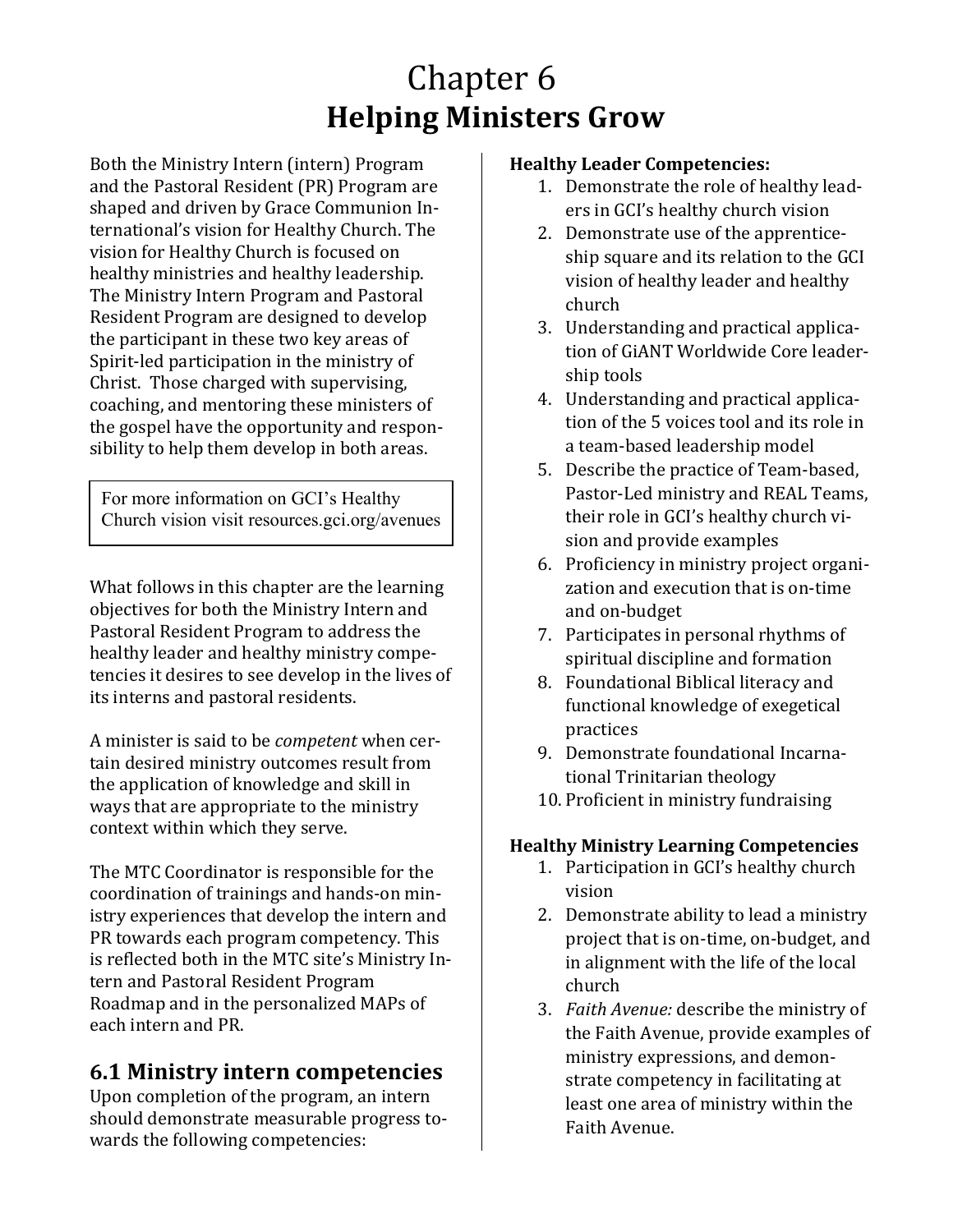# Chapter 6
# **Helping Ministers Grow**

Both the Ministry Intern (intern) Program and the Pastoral Resident (PR) Program are shaped and driven by Grace Communion International's vision for Healthy Church. The vision for Healthy Church is focused on healthy ministries and healthy leadership. The Ministry Intern Program and Pastoral Resident Program are designed to develop the participant in these two key areas of Spirit-led participation in the ministry of Christ. Those charged with supervising, coaching, and mentoring these ministers of the gospel have the opportunity and responsibility to help them develop in both areas.

> For more information on GCI's Healthy Church vision visit resources.gci.org/avenues

What follows in this chapter are the learning objectives for both the Ministry Intern and Pastoral Resident Program to address the healthy leader and healthy ministry competencies it desires to see develop in the lives of its interns and pastoral residents.

A minister is said to be *competent* when certain desired ministry outcomes result from the application of knowledge and skill in ways that are appropriate to the ministry context within which they serve.

The MTC Coordinator is responsible for the coordination of trainings and hands-on ministry experiences that develop the intern and PR towards each program competency. This is reflected both in the MTC site's Ministry Intern and Pastoral Resident Program Roadmap and in the personalized MAPs of each intern and PR.

## 6.1 Ministry intern competencies

Upon completion of the program, an intern should demonstrate measurable progress towards the following competencies:

**Healthy Leader Competencies:**

1. Demonstrate the role of healthy leaders in GCI's healthy church vision
2. Demonstrate use of the apprenticeship square and its relation to the GCI vision of healthy leader and healthy church
3. Understanding and practical application of GiANT Worldwide Core leadership tools
4. Understanding and practical application of the 5 voices tool and its role in a team-based leadership model
5. Describe the practice of Team-based, Pastor-Led ministry and REAL Teams, their role in GCI's healthy church vision and provide examples
6. Proficiency in ministry project organization and execution that is on-time and on-budget
7. Participates in personal rhythms of spiritual discipline and formation
8. Foundational Biblical literacy and functional knowledge of exegetical practices
9. Demonstrate foundational Incarnational Trinitarian theology
10. Proficient in ministry fundraising

**Healthy Ministry Learning Competencies**

1. Participation in GCI's healthy church vision
2. Demonstrate ability to lead a ministry project that is on-time, on-budget, and in alignment with the life of the local church
3. *Faith Avenue:* describe the ministry of the Faith Avenue, provide examples of ministry expressions, and demonstrate competency in facilitating at least one area of ministry within the Faith Avenue.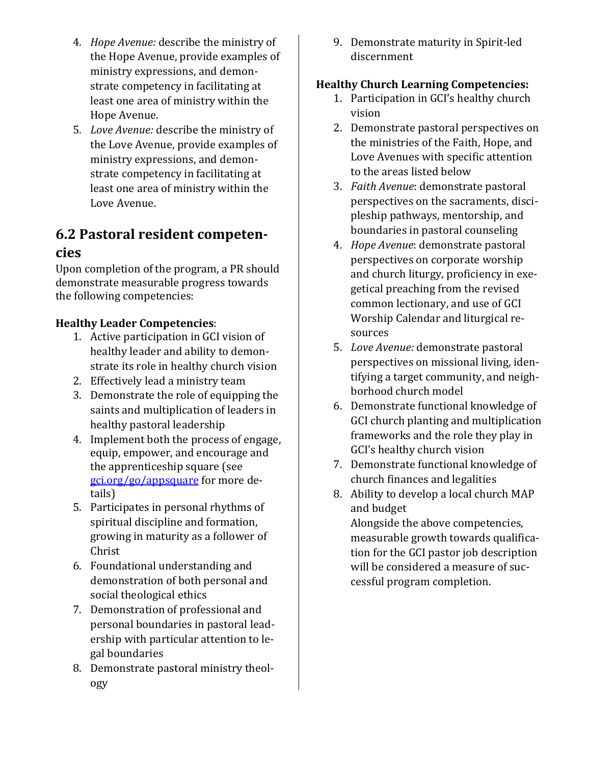4. *Hope Avenue:* describe the ministry of the Hope Avenue, provide examples of ministry expressions, and demonstrate competency in facilitating at least one area of ministry within the Hope Avenue.
5. *Love Avenue:* describe the ministry of the Love Avenue, provide examples of ministry expressions, and demonstrate competency in facilitating at least one area of ministry within the Love Avenue.

## 6.2 Pastoral resident competencies

Upon completion of the program, a PR should demonstrate measurable progress towards the following competencies:

**Healthy Leader Competencies**:

1. Active participation in GCI vision of healthy leader and ability to demonstrate its role in healthy church vision
2. Effectively lead a ministry team
3. Demonstrate the role of equipping the saints and multiplication of leaders in healthy pastoral leadership
4. Implement both the process of engage, equip, empower, and encourage and the apprenticeship square (see gci.org/go/appsquare for more details)
5. Participates in personal rhythms of spiritual discipline and formation, growing in maturity as a follower of Christ
6. Foundational understanding and demonstration of both personal and social theological ethics
7. Demonstration of professional and personal boundaries in pastoral leadership with particular attention to legal boundaries
8. Demonstrate pastoral ministry theology
9. Demonstrate maturity in Spirit-led discernment

**Healthy Church Learning Competencies:**

1. Participation in GCI's healthy church vision
2. Demonstrate pastoral perspectives on the ministries of the Faith, Hope, and Love Avenues with specific attention to the areas listed below
3. *Faith Avenue*: demonstrate pastoral perspectives on the sacraments, discipleship pathways, mentorship, and boundaries in pastoral counseling
4. *Hope Avenue*: demonstrate pastoral perspectives on corporate worship and church liturgy, proficiency in exegetical preaching from the revised common lectionary, and use of GCI Worship Calendar and liturgical resources
5. *Love Avenue:* demonstrate pastoral perspectives on missional living, identifying a target community, and neighborhood church model
6. Demonstrate functional knowledge of GCI church planting and multiplication frameworks and the role they play in GCI's healthy church vision
7. Demonstrate functional knowledge of church finances and legalities
8. Ability to develop a local church MAP and budget

   Alongside the above competencies, measurable growth towards qualification for the GCI pastor job description will be considered a measure of successful program completion.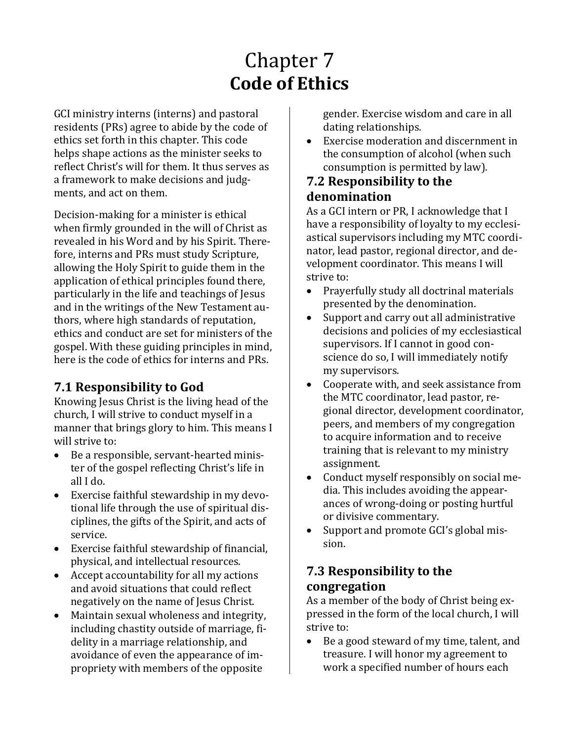# Chapter 7
# **Code of Ethics**

GCI ministry interns (interns) and pastoral residents (PRs) agree to abide by the code of ethics set forth in this chapter. This code helps shape actions as the minister seeks to reflect Christ's will for them. It thus serves as a framework to make decisions and judgments, and act on them.

Decision-making for a minister is ethical when firmly grounded in the will of Christ as revealed in his Word and by his Spirit. Therefore, interns and PRs must study Scripture, allowing the Holy Spirit to guide them in the application of ethical principles found there, particularly in the life and teachings of Jesus and in the writings of the New Testament authors, where high standards of reputation, ethics and conduct are set for ministers of the gospel. With these guiding principles in mind, here is the code of ethics for interns and PRs.

## 7.1 Responsibility to God

Knowing Jesus Christ is the living head of the church, I will strive to conduct myself in a manner that brings glory to him. This means I will strive to:

- Be a responsible, servant-hearted minister of the gospel reflecting Christ's life in all I do.
- Exercise faithful stewardship in my devotional life through the use of spiritual disciplines, the gifts of the Spirit, and acts of service.
- Exercise faithful stewardship of financial, physical, and intellectual resources.
- Accept accountability for all my actions and avoid situations that could reflect negatively on the name of Jesus Christ.
- Maintain sexual wholeness and integrity, including chastity outside of marriage, fidelity in a marriage relationship, and avoidance of even the appearance of impropriety with members of the opposite gender. Exercise wisdom and care in all dating relationships.
- Exercise moderation and discernment in the consumption of alcohol (when such consumption is permitted by law).

## 7.2 Responsibility to the denomination

As a GCI intern or PR, I acknowledge that I have a responsibility of loyalty to my ecclesiastical supervisors including my MTC coordinator, lead pastor, regional director, and development coordinator. This means I will strive to:

- Prayerfully study all doctrinal materials presented by the denomination.
- Support and carry out all administrative decisions and policies of my ecclesiastical supervisors. If I cannot in good conscience do so, I will immediately notify my supervisors.
- Cooperate with, and seek assistance from the MTC coordinator, lead pastor, regional director, development coordinator, peers, and members of my congregation to acquire information and to receive training that is relevant to my ministry assignment.
- Conduct myself responsibly on social media. This includes avoiding the appearances of wrong-doing or posting hurtful or divisive commentary.
- Support and promote GCI's global mission.

## 7.3 Responsibility to the congregation

As a member of the body of Christ being expressed in the form of the local church, I will strive to:

- Be a good steward of my time, talent, and treasure. I will honor my agreement to work a specified number of hours each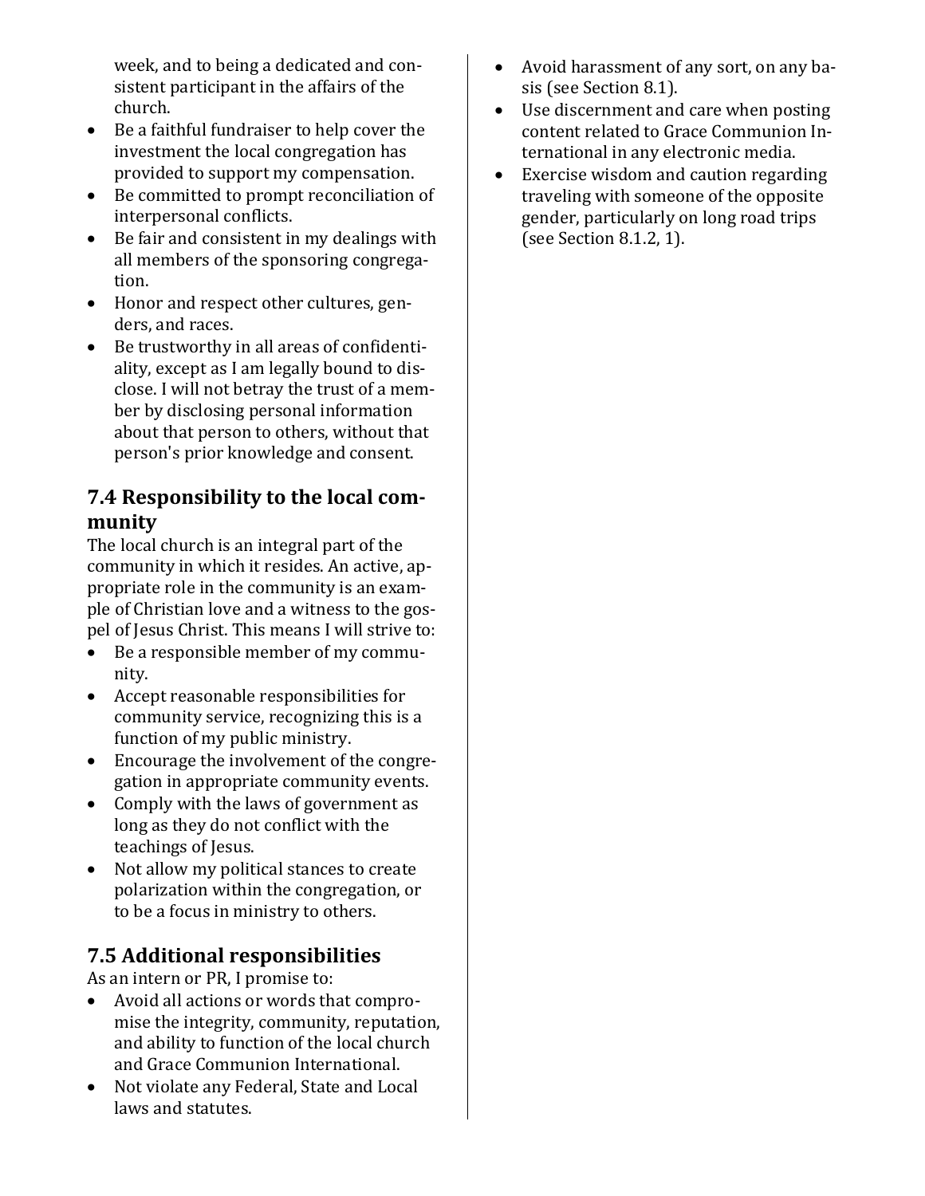week, and to being a dedicated and consistent participant in the affairs of the church.
- Be a faithful fundraiser to help cover the investment the local congregation has provided to support my compensation.
- Be committed to prompt reconciliation of interpersonal conflicts.
- Be fair and consistent in my dealings with all members of the sponsoring congregation.
- Honor and respect other cultures, genders, and races.
- Be trustworthy in all areas of confidentiality, except as I am legally bound to disclose. I will not betray the trust of a member by disclosing personal information about that person to others, without that person's prior knowledge and consent.

## 7.4 Responsibility to the local community

The local church is an integral part of the community in which it resides. An active, appropriate role in the community is an example of Christian love and a witness to the gospel of Jesus Christ. This means I will strive to:

- Be a responsible member of my community.
- Accept reasonable responsibilities for community service, recognizing this is a function of my public ministry.
- Encourage the involvement of the congregation in appropriate community events.
- Comply with the laws of government as long as they do not conflict with the teachings of Jesus.
- Not allow my political stances to create polarization within the congregation, or to be a focus in ministry to others.

## 7.5 Additional responsibilities

As an intern or PR, I promise to:

- Avoid all actions or words that compromise the integrity, community, reputation, and ability to function of the local church and Grace Communion International.
- Not violate any Federal, State and Local laws and statutes.
- Avoid harassment of any sort, on any basis (see Section 8.1).
- Use discernment and care when posting content related to Grace Communion International in any electronic media.
- Exercise wisdom and caution regarding traveling with someone of the opposite gender, particularly on long road trips (see Section 8.1.2, 1).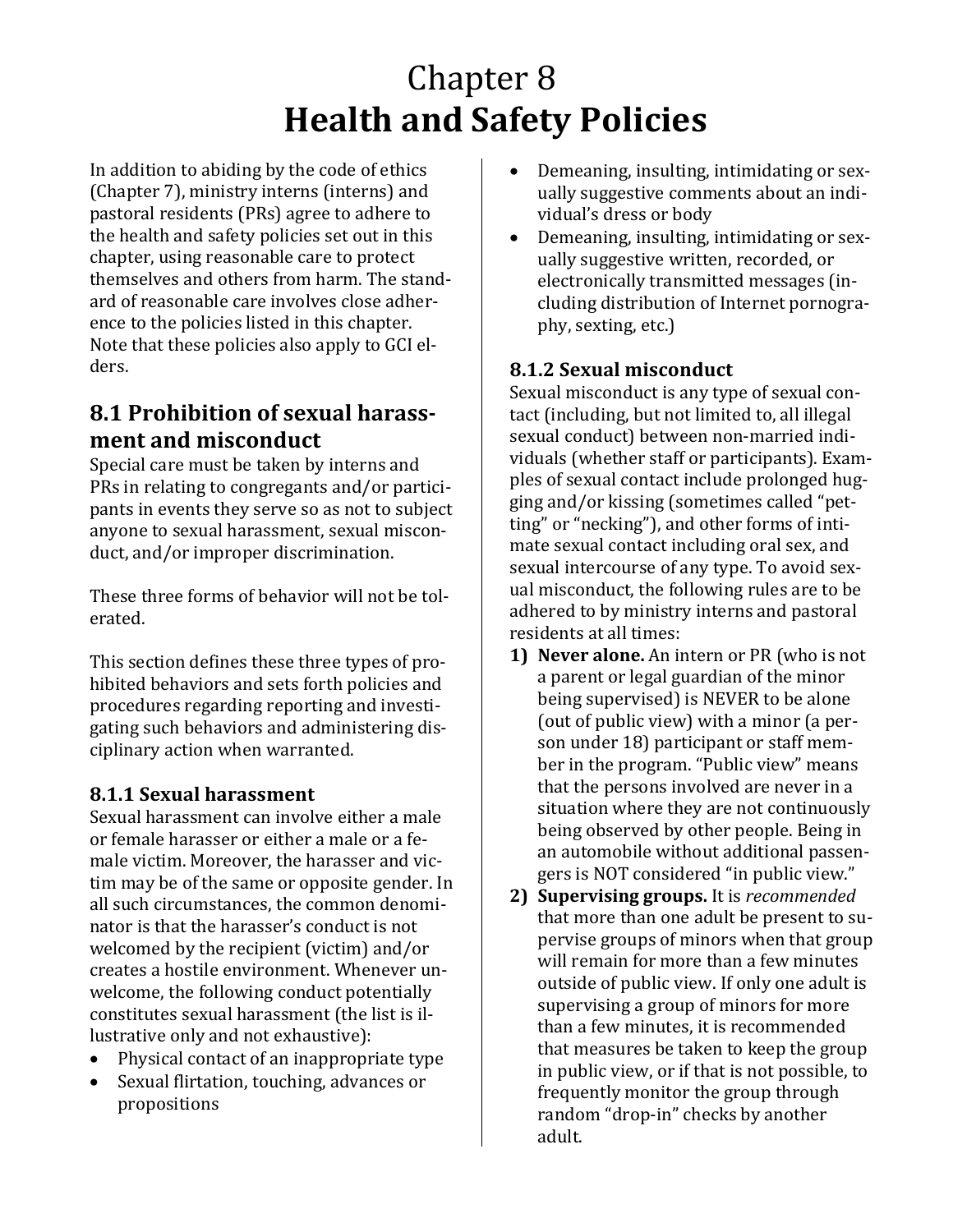# Chapter 8
# Health and Safety Policies

In addition to abiding by the code of ethics (Chapter 7), ministry interns (interns) and pastoral residents (PRs) agree to adhere to the health and safety policies set out in this chapter, using reasonable care to protect themselves and others from harm. The standard of reasonable care involves close adherence to the policies listed in this chapter. Note that these policies also apply to GCI elders.

## 8.1 Prohibition of sexual harassment and misconduct

Special care must be taken by interns and PRs in relating to congregants and/or participants in events they serve so as not to subject anyone to sexual harassment, sexual misconduct, and/or improper discrimination.

These three forms of behavior will not be tolerated.

This section defines these three types of prohibited behaviors and sets forth policies and procedures regarding reporting and investigating such behaviors and administering disciplinary action when warranted.

### 8.1.1 Sexual harassment

Sexual harassment can involve either a male or female harasser or either a male or a female victim. Moreover, the harasser and victim may be of the same or opposite gender. In all such circumstances, the common denominator is that the harasser's conduct is not welcomed by the recipient (victim) and/or creates a hostile environment. Whenever unwelcome, the following conduct potentially constitutes sexual harassment (the list is illustrative only and not exhaustive):

- Physical contact of an inappropriate type
- Sexual flirtation, touching, advances or propositions
- Demeaning, insulting, intimidating or sexually suggestive comments about an individual's dress or body
- Demeaning, insulting, intimidating or sexually suggestive written, recorded, or electronically transmitted messages (including distribution of Internet pornography, sexting, etc.)

### 8.1.2 Sexual misconduct

Sexual misconduct is any type of sexual contact (including, but not limited to, all illegal sexual conduct) between non-married individuals (whether staff or participants). Examples of sexual contact include prolonged hugging and/or kissing (sometimes called "petting" or "necking"), and other forms of intimate sexual contact including oral sex, and sexual intercourse of any type. To avoid sexual misconduct, the following rules are to be adhered to by ministry interns and pastoral residents at all times:

1) **Never alone.** An intern or PR (who is not a parent or legal guardian of the minor being supervised) is NEVER to be alone (out of public view) with a minor (a person under 18) participant or staff member in the program. "Public view" means that the persons involved are never in a situation where they are not continuously being observed by other people. Being in an automobile without additional passengers is NOT considered "in public view."
2) **Supervising groups.** It is *recommended* that more than one adult be present to supervise groups of minors when that group will remain for more than a few minutes outside of public view. If only one adult is supervising a group of minors for more than a few minutes, it is recommended that measures be taken to keep the group in public view, or if that is not possible, to frequently monitor the group through random "drop-in" checks by another adult.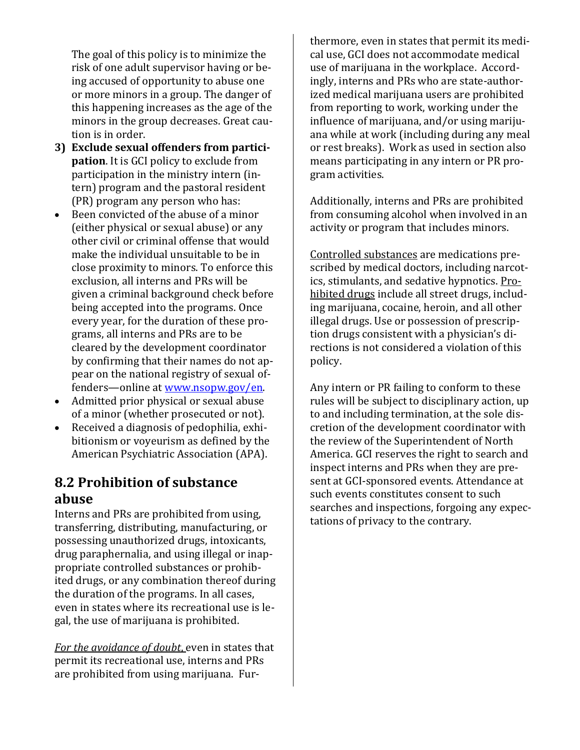The goal of this policy is to minimize the risk of one adult supervisor having or being accused of opportunity to abuse one or more minors in a group. The danger of this happening increases as the age of the minors in the group decreases. Great caution is in order.

3) **Exclude sexual offenders from participation**. It is GCI policy to exclude from participation in the ministry intern (intern) program and the pastoral resident (PR) program any person who has:

- Been convicted of the abuse of a minor (either physical or sexual abuse) or any other civil or criminal offense that would make the individual unsuitable to be in close proximity to minors. To enforce this exclusion, all interns and PRs will be given a criminal background check before being accepted into the programs. Once every year, for the duration of these programs, all interns and PRs are to be cleared by the development coordinator by confirming that their names do not appear on the national registry of sexual offenders—online at [www.nsopw.gov/en](www.nsopw.gov/en).
- Admitted prior physical or sexual abuse of a minor (whether prosecuted or not).
- Received a diagnosis of pedophilia, exhibitionism or voyeurism as defined by the American Psychiatric Association (APA).

## 8.2 Prohibition of substance abuse

Interns and PRs are prohibited from using, transferring, distributing, manufacturing, or possessing unauthorized drugs, intoxicants, drug paraphernalia, and using illegal or inappropriate controlled substances or prohibited drugs, or any combination thereof during the duration of the programs. In all cases, even in states where its recreational use is legal, the use of marijuana is prohibited.

*For the avoidance of doubt,* even in states that permit its recreational use, interns and PRs are prohibited from using marijuana. Furthermore, even in states that permit its medical use, GCI does not accommodate medical use of marijuana in the workplace. Accordingly, interns and PRs who are state-authorized medical marijuana users are prohibited from reporting to work, working under the influence of marijuana, and/or using marijuana while at work (including during any meal or rest breaks). Work as used in section also means participating in any intern or PR program activities.

Additionally, interns and PRs are prohibited from consuming alcohol when involved in an activity or program that includes minors.

Controlled substances are medications prescribed by medical doctors, including narcotics, stimulants, and sedative hypnotics. Prohibited drugs include all street drugs, including marijuana, cocaine, heroin, and all other illegal drugs. Use or possession of prescription drugs consistent with a physician's directions is not considered a violation of this policy.

Any intern or PR failing to conform to these rules will be subject to disciplinary action, up to and including termination, at the sole discretion of the development coordinator with the review of the Superintendent of North America. GCI reserves the right to search and inspect interns and PRs when they are present at GCI-sponsored events. Attendance at such events constitutes consent to such searches and inspections, forgoing any expectations of privacy to the contrary.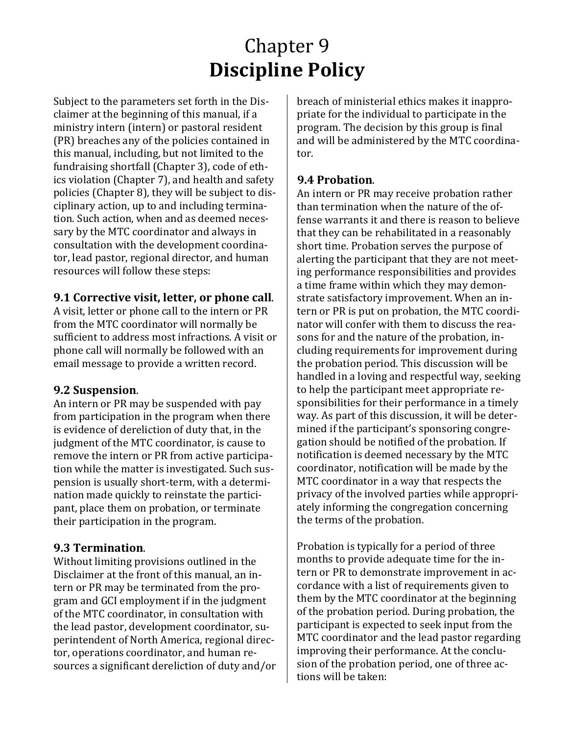# Chapter 9
# **Discipline Policy**

Subject to the parameters set forth in the Disclaimer at the beginning of this manual, if a ministry intern (intern) or pastoral resident (PR) breaches any of the policies contained in this manual, including, but not limited to the fundraising shortfall (Chapter 3), code of ethics violation (Chapter 7), and health and safety policies (Chapter 8), they will be subject to disciplinary action, up to and including termination. Such action, when and as deemed necessary by the MTC coordinator and always in consultation with the development coordinator, lead pastor, regional director, and human resources will follow these steps:

### 9.1 Corrective visit, letter, or phone call.

A visit, letter or phone call to the intern or PR from the MTC coordinator will normally be sufficient to address most infractions. A visit or phone call will normally be followed with an email message to provide a written record.

### 9.2 Suspension.

An intern or PR may be suspended with pay from participation in the program when there is evidence of dereliction of duty that, in the judgment of the MTC coordinator, is cause to remove the intern or PR from active participation while the matter is investigated. Such suspension is usually short-term, with a determination made quickly to reinstate the participant, place them on probation, or terminate their participation in the program.

### 9.3 Termination.

Without limiting provisions outlined in the Disclaimer at the front of this manual, an intern or PR may be terminated from the program and GCI employment if in the judgment of the MTC coordinator, in consultation with the lead pastor, development coordinator, superintendent of North America, regional director, operations coordinator, and human resources a significant dereliction of duty and/or breach of ministerial ethics makes it inappropriate for the individual to participate in the program. The decision by this group is final and will be administered by the MTC coordinator.

### 9.4 Probation.

An intern or PR may receive probation rather than termination when the nature of the offense warrants it and there is reason to believe that they can be rehabilitated in a reasonably short time. Probation serves the purpose of alerting the participant that they are not meeting performance responsibilities and provides a time frame within which they may demonstrate satisfactory improvement. When an intern or PR is put on probation, the MTC coordinator will confer with them to discuss the reasons for and the nature of the probation, including requirements for improvement during the probation period. This discussion will be handled in a loving and respectful way, seeking to help the participant meet appropriate responsibilities for their performance in a timely way. As part of this discussion, it will be determined if the participant's sponsoring congregation should be notified of the probation. If notification is deemed necessary by the MTC coordinator, notification will be made by the MTC coordinator in a way that respects the privacy of the involved parties while appropriately informing the congregation concerning the terms of the probation.

Probation is typically for a period of three months to provide adequate time for the intern or PR to demonstrate improvement in accordance with a list of requirements given to them by the MTC coordinator at the beginning of the probation period. During probation, the participant is expected to seek input from the MTC coordinator and the lead pastor regarding improving their performance. At the conclusion of the probation period, one of three actions will be taken: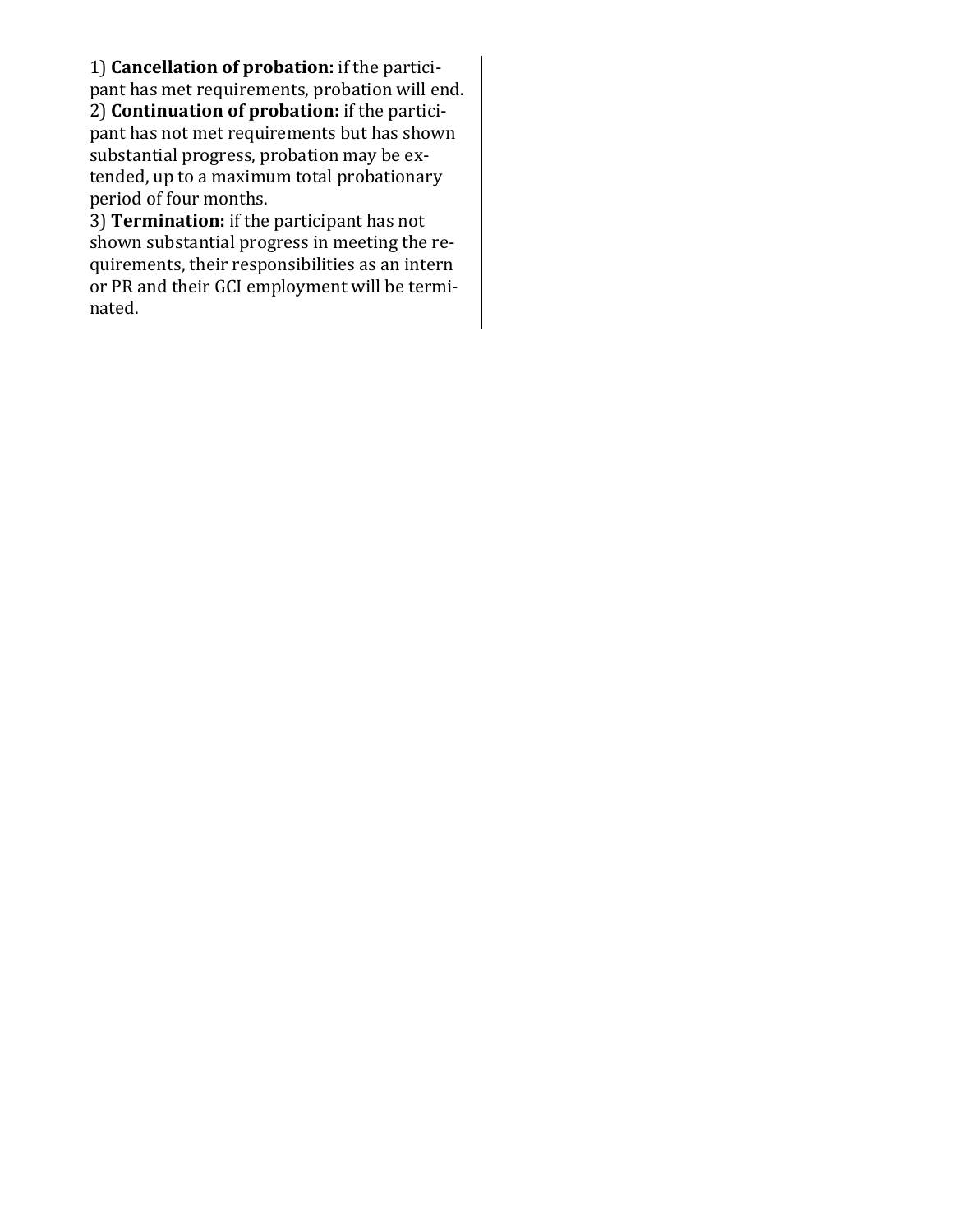1) **Cancellation of probation:** if the participant has met requirements, probation will end.
2) **Continuation of probation:** if the participant has not met requirements but has shown substantial progress, probation may be extended, up to a maximum total probationary period of four months.
3) **Termination:** if the participant has not shown substantial progress in meeting the requirements, their responsibilities as an intern or PR and their GCI employment will be terminated.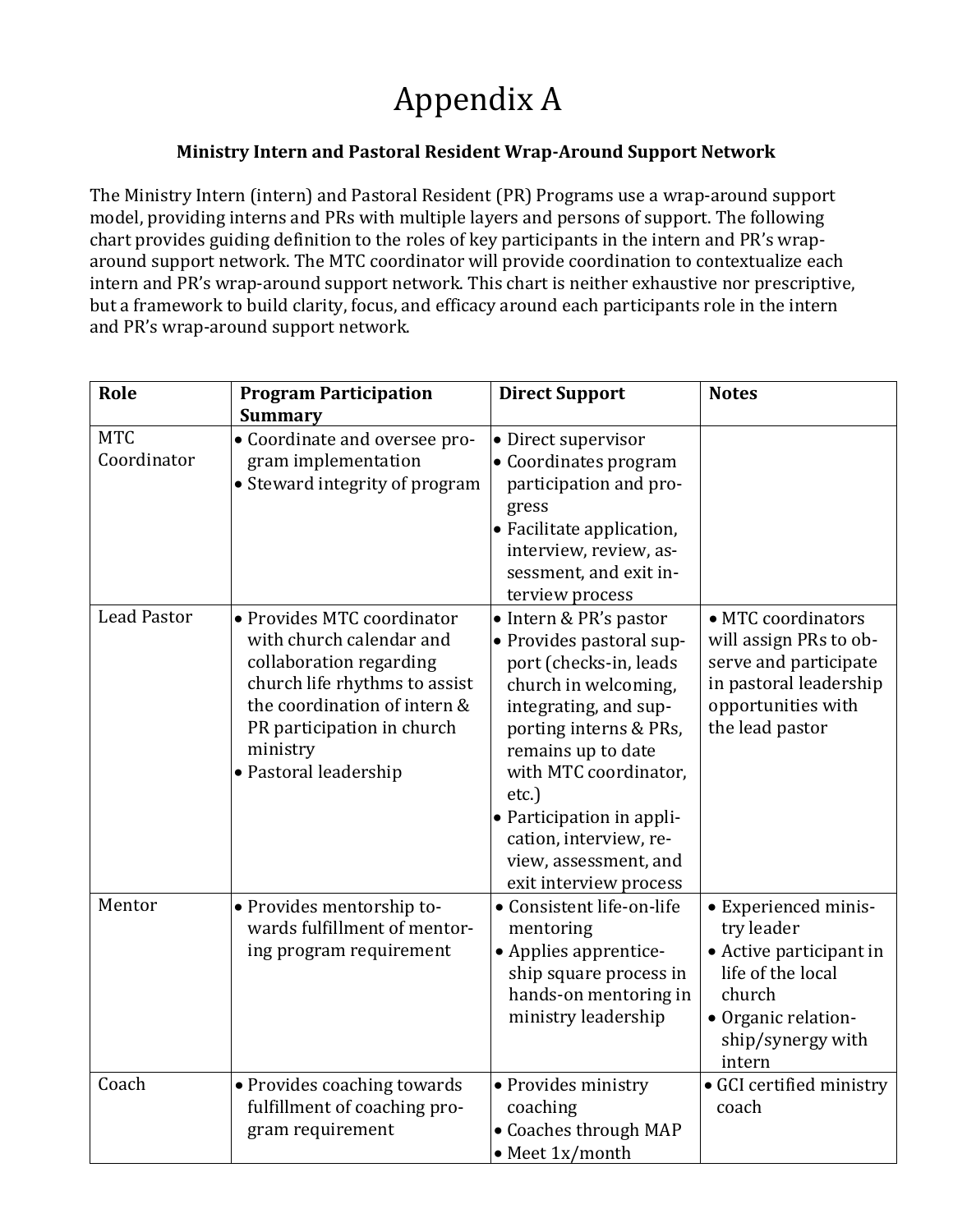# Appendix A

**Ministry Intern and Pastoral Resident Wrap-Around Support Network**

The Ministry Intern (intern) and Pastoral Resident (PR) Programs use a wrap-around support model, providing interns and PRs with multiple layers and persons of support. The following chart provides guiding definition to the roles of key participants in the intern and PR's wrap-around support network. The MTC coordinator will provide coordination to contextualize each intern and PR's wrap-around support network. This chart is neither exhaustive nor prescriptive, but a framework to build clarity, focus, and efficacy around each participants role in the intern and PR's wrap-around support network.

| Role | Program Participation Summary | Direct Support | Notes |
|---|---|---|---|
| MTC Coordinator | • Coordinate and oversee program implementation<br>• Steward integrity of program | • Direct supervisor<br>• Coordinates program participation and progress<br>• Facilitate application, interview, review, assessment, and exit interview process | |
| Lead Pastor | • Provides MTC coordinator with church calendar and collaboration regarding church life rhythms to assist the coordination of intern & PR participation in church ministry<br>• Pastoral leadership | • Intern & PR's pastor<br>• Provides pastoral support (checks-in, leads church in welcoming, integrating, and supporting interns & PRs, remains up to date with MTC coordinator, etc.)<br>• Participation in application, interview, review, assessment, and exit interview process | • MTC coordinators will assign PRs to observe and participate in pastoral leadership opportunities with the lead pastor |
| Mentor | • Provides mentorship towards fulfillment of mentoring program requirement | • Consistent life-on-life mentoring<br>• Applies apprenticeship square process in hands-on mentoring in ministry leadership | • Experienced ministry leader<br>• Active participant in life of the local church<br>• Organic relationship/synergy with intern |
| Coach | • Provides coaching towards fulfillment of coaching program requirement | • Provides ministry coaching<br>• Coaches through MAP<br>• Meet 1x/month | • GCI certified ministry coach |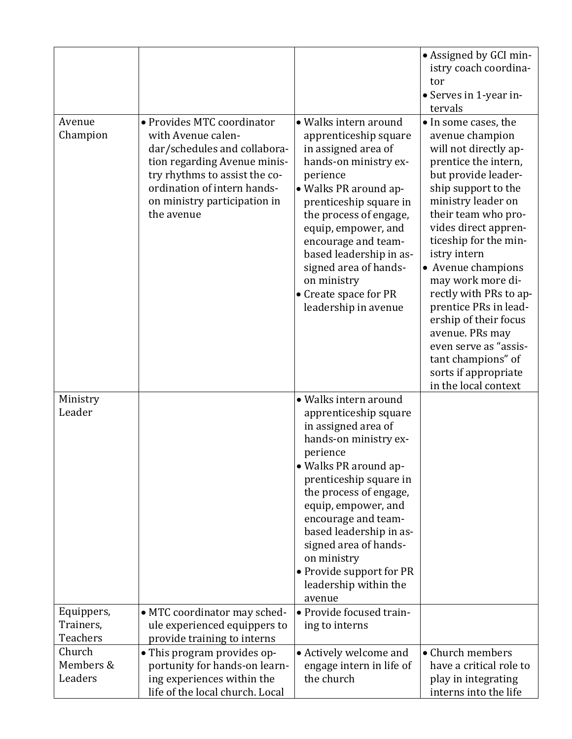| | | | |
|---|---|---|---|
| | | | • Assigned by GCI ministry coach coordinator<br>• Serves in 1-year intervals |
| Avenue Champion | • Provides MTC coordinator with Avenue calendar/schedules and collaboration regarding Avenue ministry rhythms to assist the coordination of intern hands-on ministry participation in the avenue | • Walks intern around apprenticeship square in assigned area of hands-on ministry experience<br>• Walks PR around apprenticeship square in the process of engage, equip, empower, and encourage and team-based leadership in assigned area of hands-on ministry<br>• Create space for PR leadership in avenue | • In some cases, the avenue champion will not directly apprentice the intern, but provide leadership support to the ministry leader on their team who provides direct apprenticeship for the ministry intern<br>• Avenue champions may work more directly with PRs to apprentice PRs in leadership of their focus avenue. PRs may even serve as "assistant champions" of sorts if appropriate in the local context |
| Ministry Leader | | • Walks intern around apprenticeship square in assigned area of hands-on ministry experience<br>• Walks PR around apprenticeship square in the process of engage, equip, empower, and encourage and team-based leadership in assigned area of hands-on ministry<br>• Provide support for PR leadership within the avenue | |
| Equippers, Trainers, Teachers | • MTC coordinator may schedule experienced equippers to provide training to interns | • Provide focused training to interns | |
| Church Members & Leaders | • This program provides opportunity for hands-on learning experiences within the life of the local church. Local | • Actively welcome and engage intern in life of the church | • Church members have a critical role to play in integrating interns into the life |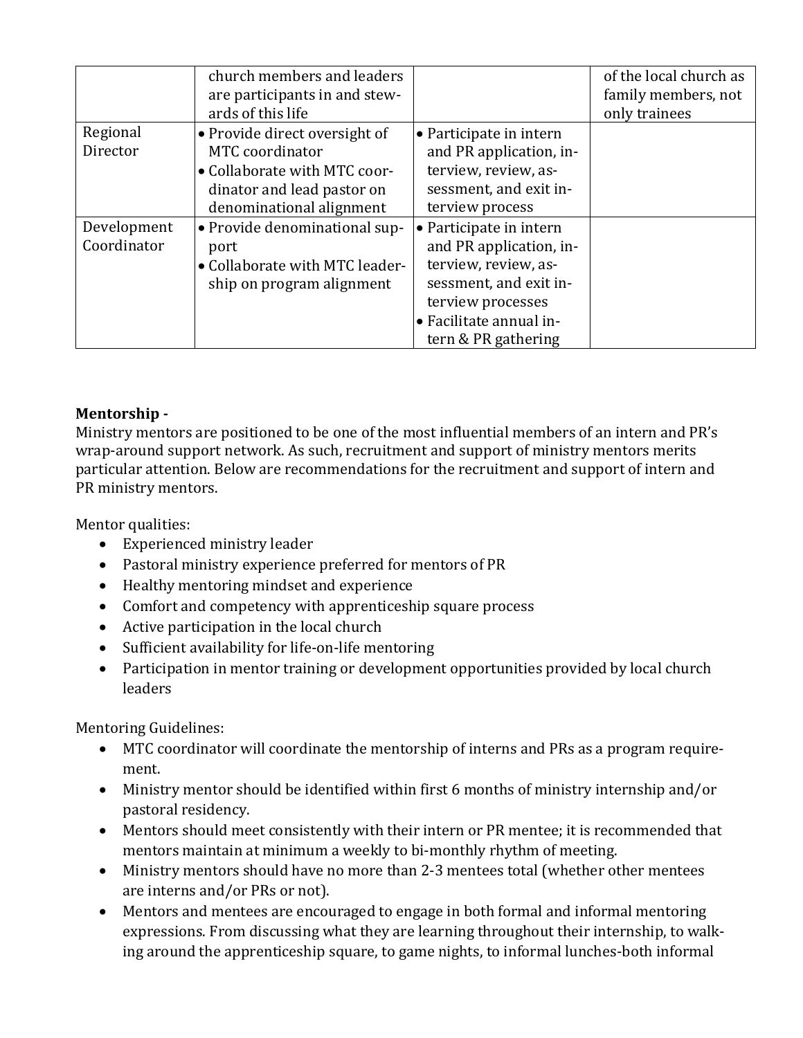|  |  |  |  |
|---|---|---|---|
|  | church members and leaders are participants in and stewards of this life |  | of the local church as family members, not only trainees |
| Regional Director | • Provide direct oversight of MTC coordinator<br>• Collaborate with MTC coordinator and lead pastor on denominational alignment | • Participate in intern and PR application, interview, review, assessment, and exit interview process |  |
| Development Coordinator | • Provide denominational support<br>• Collaborate with MTC leadership on program alignment | • Participate in intern and PR application, interview, review, assessment, and exit interview processes<br>• Facilitate annual intern & PR gathering |  |

**Mentorship -**

Ministry mentors are positioned to be one of the most influential members of an intern and PR's wrap-around support network. As such, recruitment and support of ministry mentors merits particular attention. Below are recommendations for the recruitment and support of intern and PR ministry mentors.

Mentor qualities:

- Experienced ministry leader
- Pastoral ministry experience preferred for mentors of PR
- Healthy mentoring mindset and experience
- Comfort and competency with apprenticeship square process
- Active participation in the local church
- Sufficient availability for life-on-life mentoring
- Participation in mentor training or development opportunities provided by local church leaders

Mentoring Guidelines:

- MTC coordinator will coordinate the mentorship of interns and PRs as a program requirement.
- Ministry mentor should be identified within first 6 months of ministry internship and/or pastoral residency.
- Mentors should meet consistently with their intern or PR mentee; it is recommended that mentors maintain at minimum a weekly to bi-monthly rhythm of meeting.
- Ministry mentors should have no more than 2-3 mentees total (whether other mentees are interns and/or PRs or not).
- Mentors and mentees are encouraged to engage in both formal and informal mentoring expressions. From discussing what they are learning throughout their internship, to walking around the apprenticeship square, to game nights, to informal lunches-both informal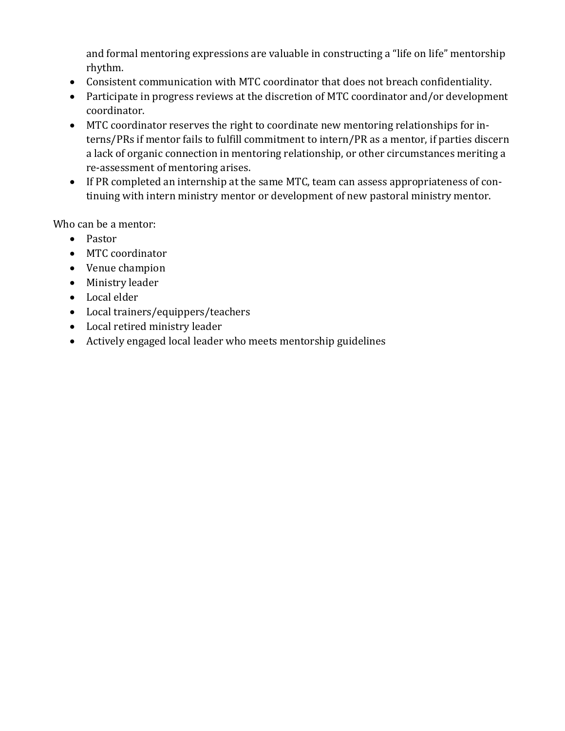and formal mentoring expressions are valuable in constructing a "life on life" mentorship rhythm.

- Consistent communication with MTC coordinator that does not breach confidentiality.
- Participate in progress reviews at the discretion of MTC coordinator and/or development coordinator.
- MTC coordinator reserves the right to coordinate new mentoring relationships for interns/PRs if mentor fails to fulfill commitment to intern/PR as a mentor, if parties discern a lack of organic connection in mentoring relationship, or other circumstances meriting a re-assessment of mentoring arises.
- If PR completed an internship at the same MTC, team can assess appropriateness of continuing with intern ministry mentor or development of new pastoral ministry mentor.

Who can be a mentor:

- Pastor
- MTC coordinator
- Venue champion
- Ministry leader
- Local elder
- Local trainers/equippers/teachers
- Local retired ministry leader
- Actively engaged local leader who meets mentorship guidelines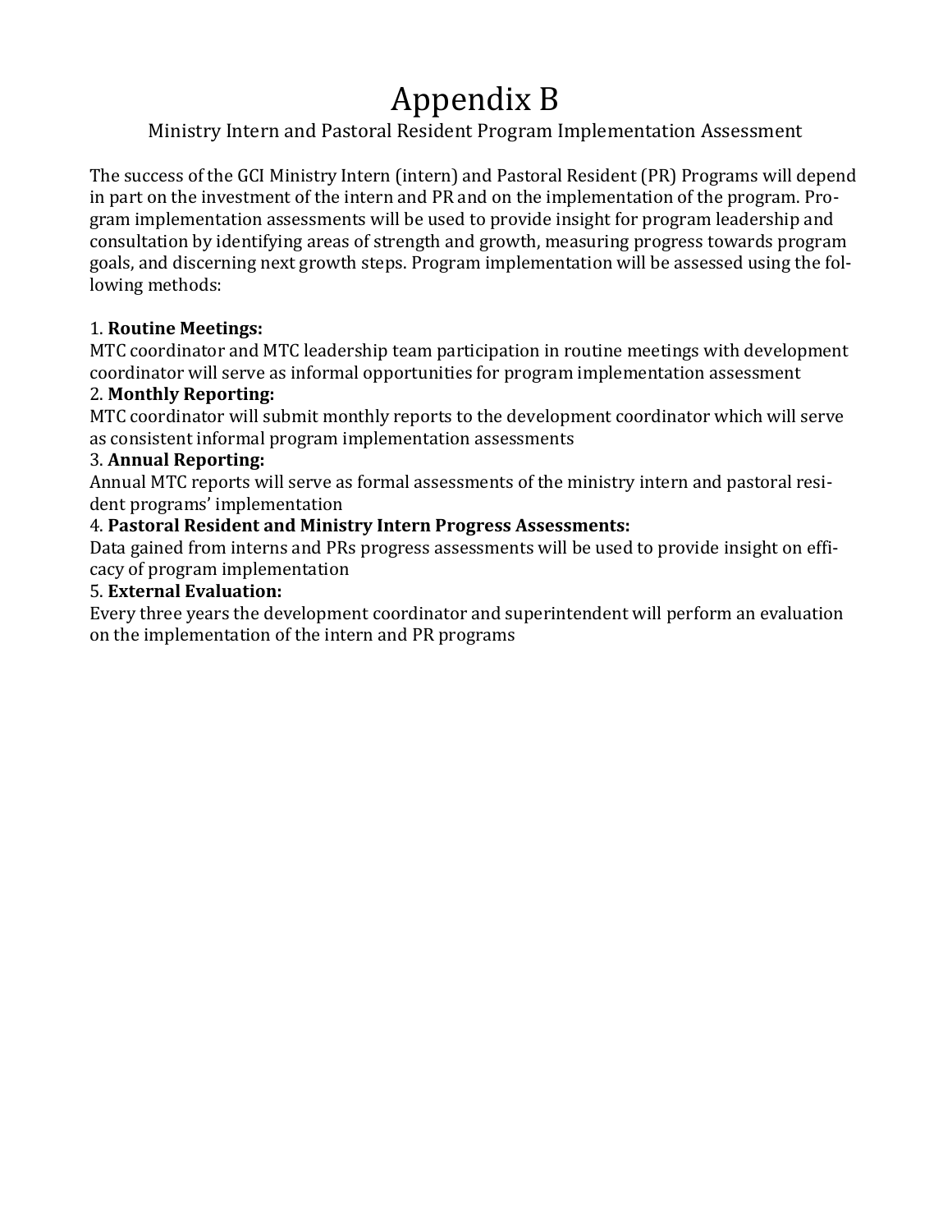# Appendix B

Ministry Intern and Pastoral Resident Program Implementation Assessment

The success of the GCI Ministry Intern (intern) and Pastoral Resident (PR) Programs will depend in part on the investment of the intern and PR and on the implementation of the program. Program implementation assessments will be used to provide insight for program leadership and consultation by identifying areas of strength and growth, measuring progress towards program goals, and discerning next growth steps. Program implementation will be assessed using the following methods:

1. **Routine Meetings:**
MTC coordinator and MTC leadership team participation in routine meetings with development coordinator will serve as informal opportunities for program implementation assessment
2. **Monthly Reporting:**
MTC coordinator will submit monthly reports to the development coordinator which will serve as consistent informal program implementation assessments
3. **Annual Reporting:**
Annual MTC reports will serve as formal assessments of the ministry intern and pastoral resident programs' implementation
4. **Pastoral Resident and Ministry Intern Progress Assessments:**
Data gained from interns and PRs progress assessments will be used to provide insight on efficacy of program implementation
5. **External Evaluation:**
Every three years the development coordinator and superintendent will perform an evaluation on the implementation of the intern and PR programs